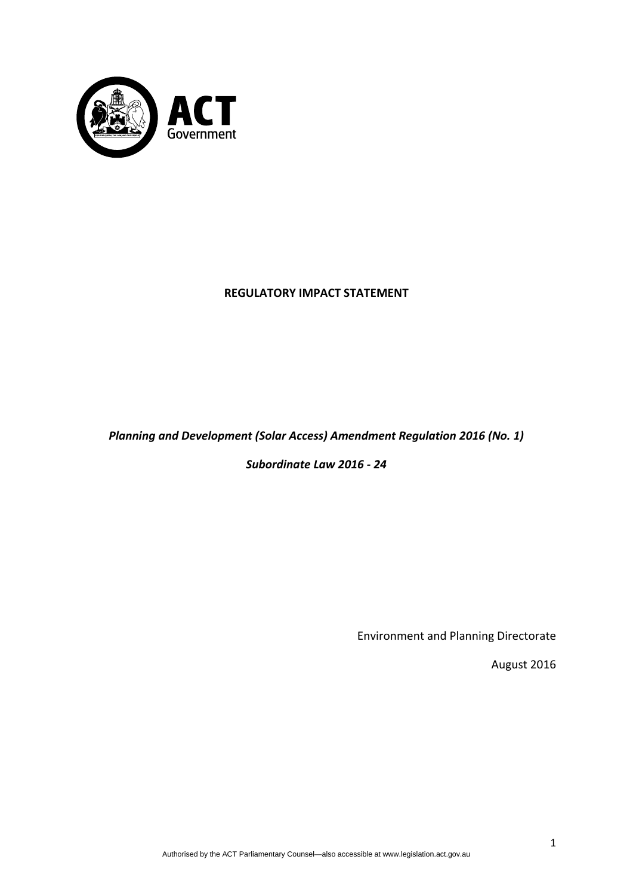ACT Government

**REGULATORY IMPACT STATEMENT**

***Planning and Development (Solar Access) Amendment Regulation 2016 (No. 1)***

***Subordinate Law 2016 - 24***

Environment and Planning Directorate

August 2016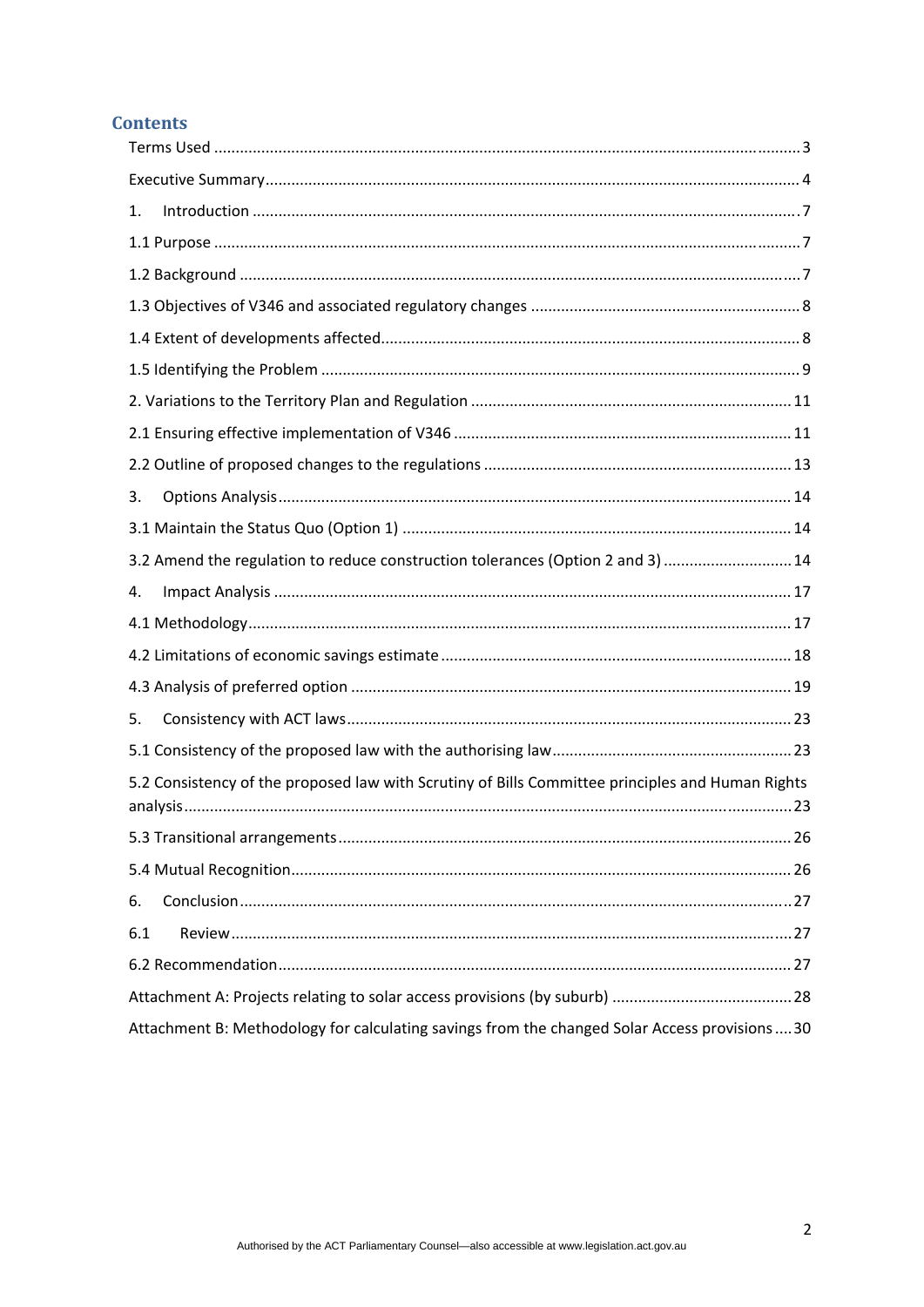## Contents

Terms Used ....................................................................................................................... 3

Executive Summary ........................................................................................................... 4

1. Introduction ................................................................................................................. 7

1.1 Purpose ......................................................................................................................... 7

1.2 Background ................................................................................................................... 7

1.3 Objectives of V346 and associated regulatory changes ............................................................... 8

1.4 Extent of developments affected ................................................................................................ 8

1.5 Identifying the Problem ............................................................................................................... 9

2. Variations to the Territory Plan and Regulation ........................................................................... 11

2.1 Ensuring effective implementation of V346 ............................................................................... 11

2.2 Outline of proposed changes to the regulations ....................................................................... 13

3. Options Analysis ....................................................................................................................... 14

3.1 Maintain the Status Quo (Option 1) ........................................................................................... 14

3.2 Amend the regulation to reduce construction tolerances (Option 2 and 3) .............................. 14

4. Impact Analysis ......................................................................................................................... 17

4.1 Methodology ............................................................................................................................. 17

4.2 Limitations of economic savings estimate ................................................................................. 18

4.3 Analysis of preferred option ...................................................................................................... 19

5. Consistency with ACT laws ....................................................................................................... 23

5.1 Consistency of the proposed law with the authorising law ........................................................ 23

5.2 Consistency of the proposed law with Scrutiny of Bills Committee principles and Human Rights analysis ........................................................................................................................................ 23

5.3 Transitional arrangements ......................................................................................................... 26

5.4 Mutual Recognition .................................................................................................................... 26

6. Conclusion ................................................................................................................................ 27

6.1 Review ...................................................................................................................................... 27

6.2 Recommendation ...................................................................................................................... 27

Attachment A: Projects relating to solar access provisions (by suburb) .......................................... 28

Attachment B: Methodology for calculating savings from the changed Solar Access provisions .... 30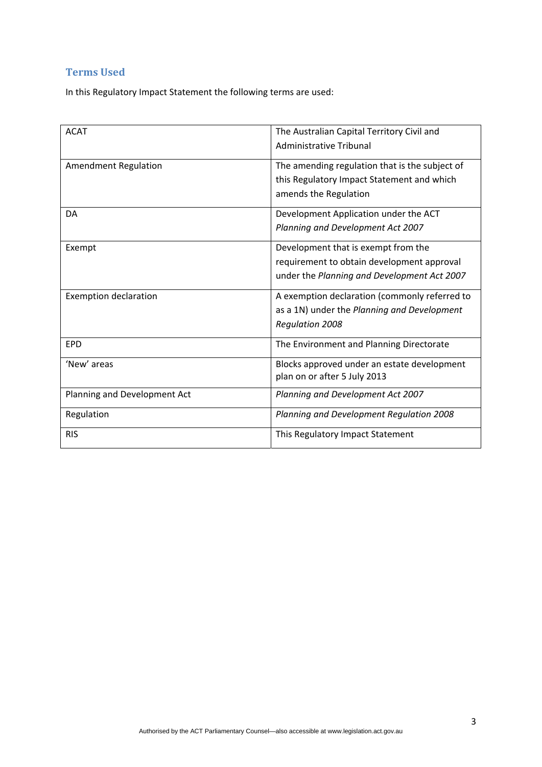## Terms Used

In this Regulatory Impact Statement the following terms are used:

| | |
|---|---|
| ACAT | The Australian Capital Territory Civil and Administrative Tribunal |
| Amendment Regulation | The amending regulation that is the subject of this Regulatory Impact Statement and which amends the Regulation |
| DA | Development Application under the ACT *Planning and Development Act 2007* |
| Exempt | Development that is exempt from the requirement to obtain development approval under the *Planning and Development Act 2007* |
| Exemption declaration | A exemption declaration (commonly referred to as a 1N) under the *Planning and Development Regulation 2008* |
| EPD | The Environment and Planning Directorate |
| 'New' areas | Blocks approved under an estate development plan on or after 5 July 2013 |
| Planning and Development Act | *Planning and Development Act 2007* |
| Regulation | *Planning and Development Regulation 2008* |
| RIS | This Regulatory Impact Statement |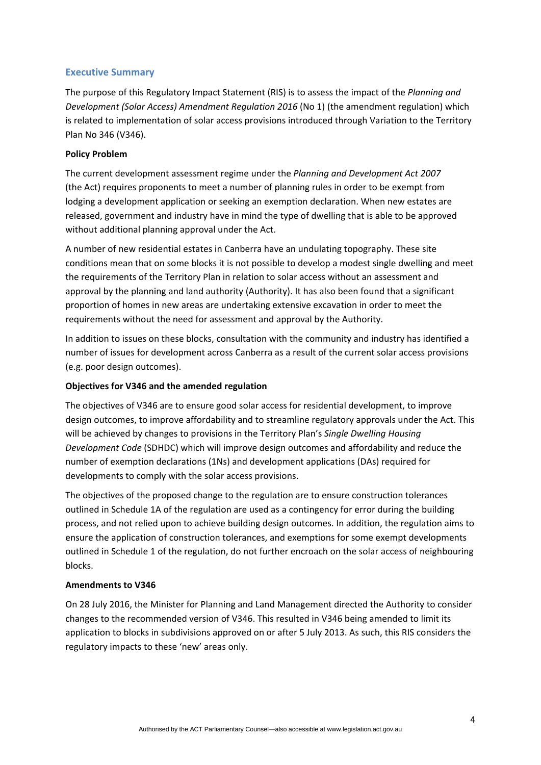## Executive Summary

The purpose of this Regulatory Impact Statement (RIS) is to assess the impact of the *Planning and Development (Solar Access) Amendment Regulation 2016* (No 1) (the amendment regulation) which is related to implementation of solar access provisions introduced through Variation to the Territory Plan No 346 (V346).

**Policy Problem**

The current development assessment regime under the *Planning and Development Act 2007* (the Act) requires proponents to meet a number of planning rules in order to be exempt from lodging a development application or seeking an exemption declaration. When new estates are released, government and industry have in mind the type of dwelling that is able to be approved without additional planning approval under the Act.

A number of new residential estates in Canberra have an undulating topography. These site conditions mean that on some blocks it is not possible to develop a modest single dwelling and meet the requirements of the Territory Plan in relation to solar access without an assessment and approval by the planning and land authority (Authority). It has also been found that a significant proportion of homes in new areas are undertaking extensive excavation in order to meet the requirements without the need for assessment and approval by the Authority.

In addition to issues on these blocks, consultation with the community and industry has identified a number of issues for development across Canberra as a result of the current solar access provisions (e.g. poor design outcomes).

**Objectives for V346 and the amended regulation**

The objectives of V346 are to ensure good solar access for residential development, to improve design outcomes, to improve affordability and to streamline regulatory approvals under the Act. This will be achieved by changes to provisions in the Territory Plan's *Single Dwelling Housing Development Code* (SDHDC) which will improve design outcomes and affordability and reduce the number of exemption declarations (1Ns) and development applications (DAs) required for developments to comply with the solar access provisions.

The objectives of the proposed change to the regulation are to ensure construction tolerances outlined in Schedule 1A of the regulation are used as a contingency for error during the building process, and not relied upon to achieve building design outcomes. In addition, the regulation aims to ensure the application of construction tolerances, and exemptions for some exempt developments outlined in Schedule 1 of the regulation, do not further encroach on the solar access of neighbouring blocks.

**Amendments to V346**

On 28 July 2016, the Minister for Planning and Land Management directed the Authority to consider changes to the recommended version of V346. This resulted in V346 being amended to limit its application to blocks in subdivisions approved on or after 5 July 2013. As such, this RIS considers the regulatory impacts to these 'new' areas only.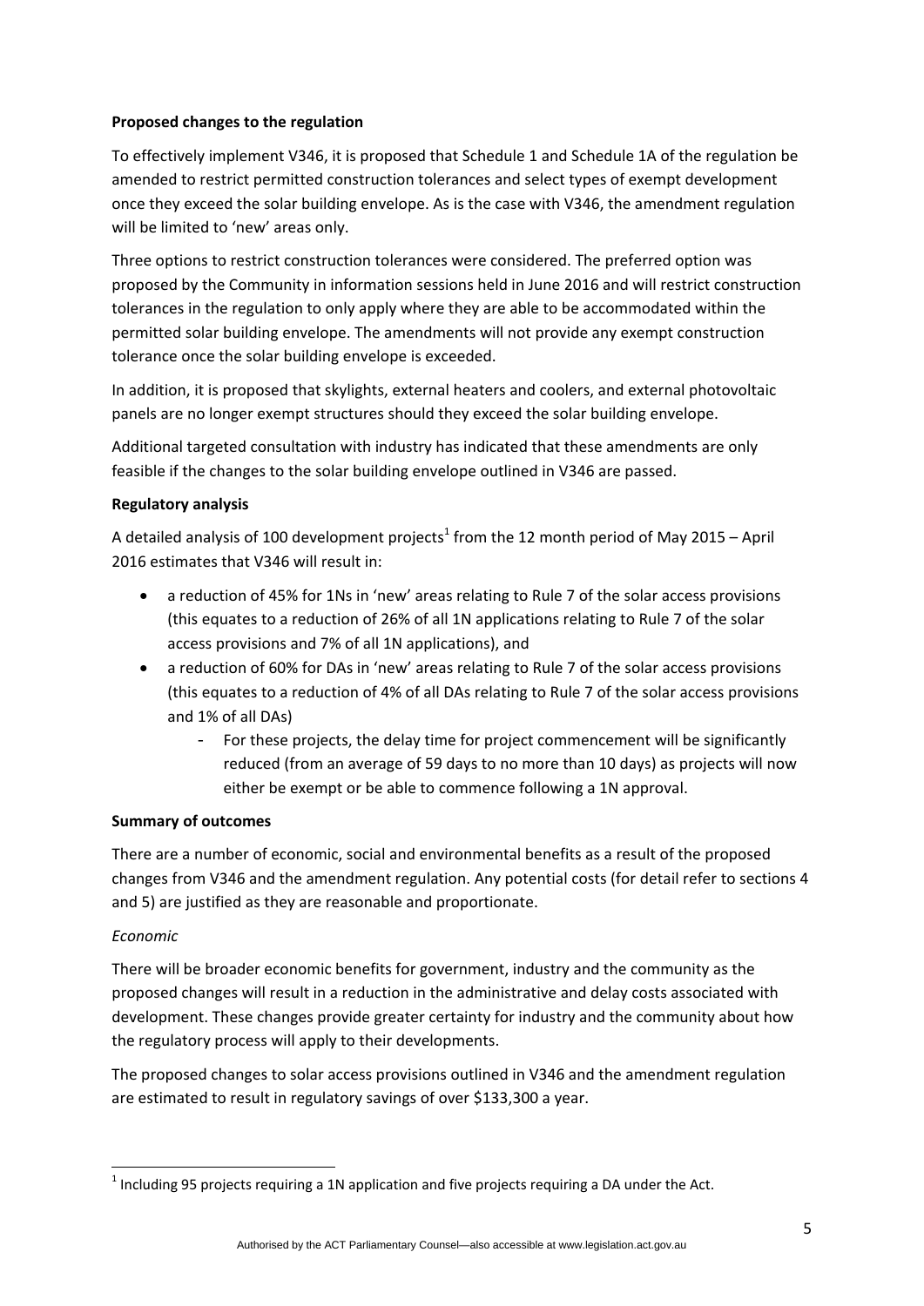**Proposed changes to the regulation**

To effectively implement V346, it is proposed that Schedule 1 and Schedule 1A of the regulation be amended to restrict permitted construction tolerances and select types of exempt development once they exceed the solar building envelope. As is the case with V346, the amendment regulation will be limited to 'new' areas only.

Three options to restrict construction tolerances were considered. The preferred option was proposed by the Community in information sessions held in June 2016 and will restrict construction tolerances in the regulation to only apply where they are able to be accommodated within the permitted solar building envelope. The amendments will not provide any exempt construction tolerance once the solar building envelope is exceeded.

In addition, it is proposed that skylights, external heaters and coolers, and external photovoltaic panels are no longer exempt structures should they exceed the solar building envelope.

Additional targeted consultation with industry has indicated that these amendments are only feasible if the changes to the solar building envelope outlined in V346 are passed.

**Regulatory analysis**

A detailed analysis of 100 development projects[1] from the 12 month period of May 2015 – April 2016 estimates that V346 will result in:

- a reduction of 45% for 1Ns in 'new' areas relating to Rule 7 of the solar access provisions (this equates to a reduction of 26% of all 1N applications relating to Rule 7 of the solar access provisions and 7% of all 1N applications), and
- a reduction of 60% for DAs in 'new' areas relating to Rule 7 of the solar access provisions (this equates to a reduction of 4% of all DAs relating to Rule 7 of the solar access provisions and 1% of all DAs)
    - For these projects, the delay time for project commencement will be significantly reduced (from an average of 59 days to no more than 10 days) as projects will now either be exempt or be able to commence following a 1N approval.

**Summary of outcomes**

There are a number of economic, social and environmental benefits as a result of the proposed changes from V346 and the amendment regulation. Any potential costs (for detail refer to sections 4 and 5) are justified as they are reasonable and proportionate.

*Economic*

There will be broader economic benefits for government, industry and the community as the proposed changes will result in a reduction in the administrative and delay costs associated with development. These changes provide greater certainty for industry and the community about how the regulatory process will apply to their developments.

The proposed changes to solar access provisions outlined in V346 and the amendment regulation are estimated to result in regulatory savings of over $133,300 a year.

[1] Including 95 projects requiring a 1N application and five projects requiring a DA under the Act.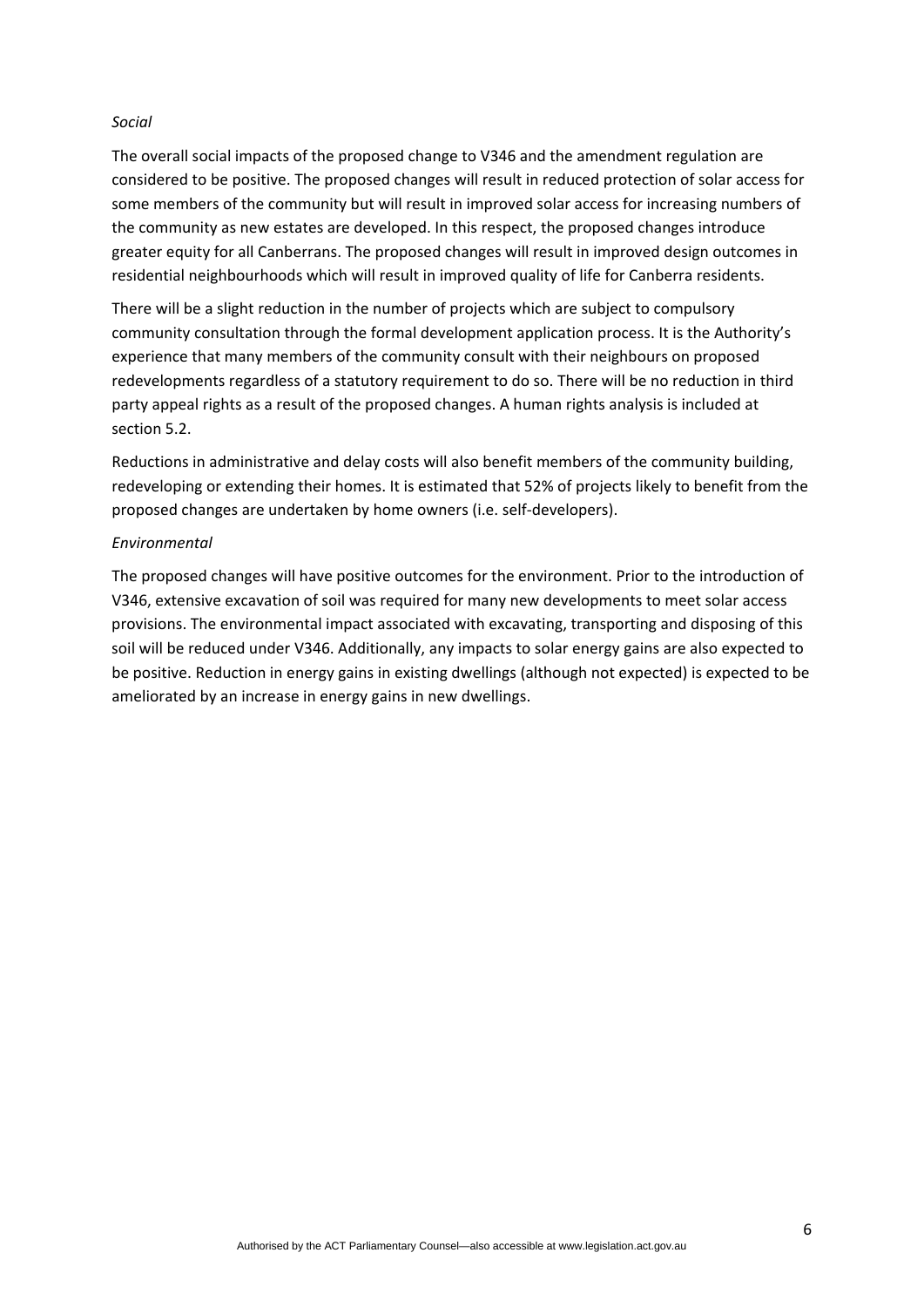*Social*

The overall social impacts of the proposed change to V346 and the amendment regulation are considered to be positive. The proposed changes will result in reduced protection of solar access for some members of the community but will result in improved solar access for increasing numbers of the community as new estates are developed. In this respect, the proposed changes introduce greater equity for all Canberrans. The proposed changes will result in improved design outcomes in residential neighbourhoods which will result in improved quality of life for Canberra residents.

There will be a slight reduction in the number of projects which are subject to compulsory community consultation through the formal development application process. It is the Authority's experience that many members of the community consult with their neighbours on proposed redevelopments regardless of a statutory requirement to do so. There will be no reduction in third party appeal rights as a result of the proposed changes. A human rights analysis is included at section 5.2.

Reductions in administrative and delay costs will also benefit members of the community building, redeveloping or extending their homes. It is estimated that 52% of projects likely to benefit from the proposed changes are undertaken by home owners (i.e. self-developers).

*Environmental*

The proposed changes will have positive outcomes for the environment. Prior to the introduction of V346, extensive excavation of soil was required for many new developments to meet solar access provisions. The environmental impact associated with excavating, transporting and disposing of this soil will be reduced under V346. Additionally, any impacts to solar energy gains are also expected to be positive. Reduction in energy gains in existing dwellings (although not expected) is expected to be ameliorated by an increase in energy gains in new dwellings.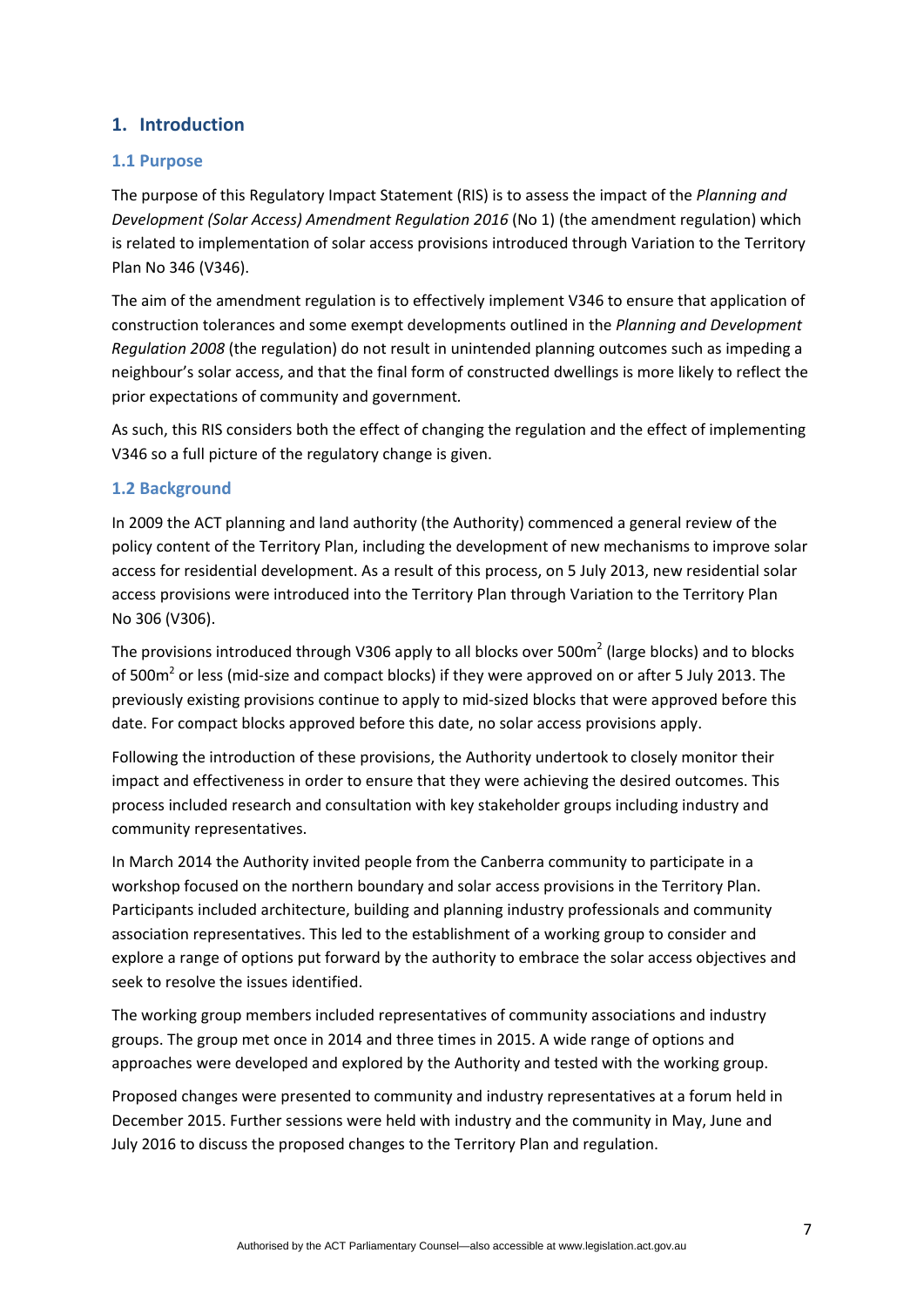## 1. Introduction

### 1.1 Purpose

The purpose of this Regulatory Impact Statement (RIS) is to assess the impact of the *Planning and Development (Solar Access) Amendment Regulation 2016* (No 1) (the amendment regulation) which is related to implementation of solar access provisions introduced through Variation to the Territory Plan No 346 (V346).

The aim of the amendment regulation is to effectively implement V346 to ensure that application of construction tolerances and some exempt developments outlined in the *Planning and Development Regulation 2008* (the regulation) do not result in unintended planning outcomes such as impeding a neighbour's solar access, and that the final form of constructed dwellings is more likely to reflect the prior expectations of community and government.

As such, this RIS considers both the effect of changing the regulation and the effect of implementing V346 so a full picture of the regulatory change is given.

### 1.2 Background

In 2009 the ACT planning and land authority (the Authority) commenced a general review of the policy content of the Territory Plan, including the development of new mechanisms to improve solar access for residential development. As a result of this process, on 5 July 2013, new residential solar access provisions were introduced into the Territory Plan through Variation to the Territory Plan No 306 (V306).

The provisions introduced through V306 apply to all blocks over 500m$^2$ (large blocks) and to blocks of 500m$^2$ or less (mid-size and compact blocks) if they were approved on or after 5 July 2013. The previously existing provisions continue to apply to mid-sized blocks that were approved before this date. For compact blocks approved before this date, no solar access provisions apply.

Following the introduction of these provisions, the Authority undertook to closely monitor their impact and effectiveness in order to ensure that they were achieving the desired outcomes. This process included research and consultation with key stakeholder groups including industry and community representatives.

In March 2014 the Authority invited people from the Canberra community to participate in a workshop focused on the northern boundary and solar access provisions in the Territory Plan. Participants included architecture, building and planning industry professionals and community association representatives. This led to the establishment of a working group to consider and explore a range of options put forward by the authority to embrace the solar access objectives and seek to resolve the issues identified.

The working group members included representatives of community associations and industry groups. The group met once in 2014 and three times in 2015. A wide range of options and approaches were developed and explored by the Authority and tested with the working group.

Proposed changes were presented to community and industry representatives at a forum held in December 2015. Further sessions were held with industry and the community in May, June and July 2016 to discuss the proposed changes to the Territory Plan and regulation.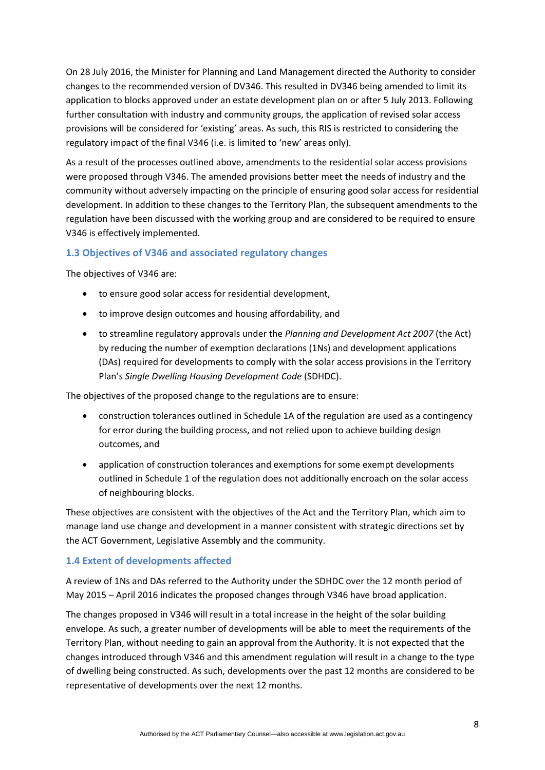On 28 July 2016, the Minister for Planning and Land Management directed the Authority to consider changes to the recommended version of DV346. This resulted in DV346 being amended to limit its application to blocks approved under an estate development plan on or after 5 July 2013. Following further consultation with industry and community groups, the application of revised solar access provisions will be considered for 'existing' areas. As such, this RIS is restricted to considering the regulatory impact of the final V346 (i.e. is limited to 'new' areas only).

As a result of the processes outlined above, amendments to the residential solar access provisions were proposed through V346. The amended provisions better meet the needs of industry and the community without adversely impacting on the principle of ensuring good solar access for residential development. In addition to these changes to the Territory Plan, the subsequent amendments to the regulation have been discussed with the working group and are considered to be required to ensure V346 is effectively implemented.

### 1.3 Objectives of V346 and associated regulatory changes

The objectives of V346 are:

- to ensure good solar access for residential development,
- to improve design outcomes and housing affordability, and
- to streamline regulatory approvals under the *Planning and Development Act 2007* (the Act) by reducing the number of exemption declarations (1Ns) and development applications (DAs) required for developments to comply with the solar access provisions in the Territory Plan's *Single Dwelling Housing Development Code* (SDHDC).

The objectives of the proposed change to the regulations are to ensure:

- construction tolerances outlined in Schedule 1A of the regulation are used as a contingency for error during the building process, and not relied upon to achieve building design outcomes, and
- application of construction tolerances and exemptions for some exempt developments outlined in Schedule 1 of the regulation does not additionally encroach on the solar access of neighbouring blocks.

These objectives are consistent with the objectives of the Act and the Territory Plan, which aim to manage land use change and development in a manner consistent with strategic directions set by the ACT Government, Legislative Assembly and the community.

### 1.4 Extent of developments affected

A review of 1Ns and DAs referred to the Authority under the SDHDC over the 12 month period of May 2015 – April 2016 indicates the proposed changes through V346 have broad application.

The changes proposed in V346 will result in a total increase in the height of the solar building envelope. As such, a greater number of developments will be able to meet the requirements of the Territory Plan, without needing to gain an approval from the Authority. It is not expected that the changes introduced through V346 and this amendment regulation will result in a change to the type of dwelling being constructed. As such, developments over the past 12 months are considered to be representative of developments over the next 12 months.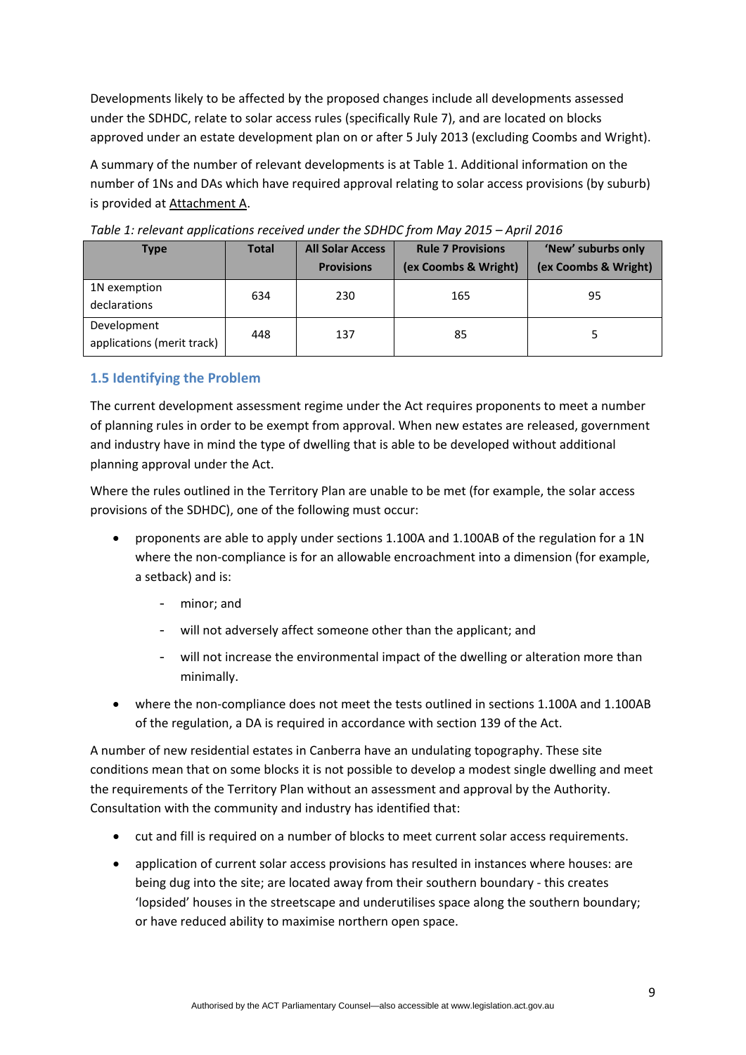Developments likely to be affected by the proposed changes include all developments assessed under the SDHDC, relate to solar access rules (specifically Rule 7), and are located on blocks approved under an estate development plan on or after 5 July 2013 (excluding Coombs and Wright).

A summary of the number of relevant developments is at Table 1. Additional information on the number of 1Ns and DAs which have required approval relating to solar access provisions (by suburb) is provided at Attachment A.

*Table 1: relevant applications received under the SDHDC from May 2015 – April 2016*

| Type | Total | All Solar Access Provisions | Rule 7 Provisions (ex Coombs & Wright) | 'New' suburbs only (ex Coombs & Wright) |
|---|---|---|---|---|
| 1N exemption declarations | 634 | 230 | 165 | 95 |
| Development applications (merit track) | 448 | 137 | 85 | 5 |

### 1.5 Identifying the Problem

The current development assessment regime under the Act requires proponents to meet a number of planning rules in order to be exempt from approval. When new estates are released, government and industry have in mind the type of dwelling that is able to be developed without additional planning approval under the Act.

Where the rules outlined in the Territory Plan are unable to be met (for example, the solar access provisions of the SDHDC), one of the following must occur:

- proponents are able to apply under sections 1.100A and 1.100AB of the regulation for a 1N where the non-compliance is for an allowable encroachment into a dimension (for example, a setback) and is:
  - minor; and
  - will not adversely affect someone other than the applicant; and
  - will not increase the environmental impact of the dwelling or alteration more than minimally.
- where the non-compliance does not meet the tests outlined in sections 1.100A and 1.100AB of the regulation, a DA is required in accordance with section 139 of the Act.

A number of new residential estates in Canberra have an undulating topography. These site conditions mean that on some blocks it is not possible to develop a modest single dwelling and meet the requirements of the Territory Plan without an assessment and approval by the Authority. Consultation with the community and industry has identified that:

- cut and fill is required on a number of blocks to meet current solar access requirements.
- application of current solar access provisions has resulted in instances where houses: are being dug into the site; are located away from their southern boundary - this creates 'lopsided' houses in the streetscape and underutilises space along the southern boundary; or have reduced ability to maximise northern open space.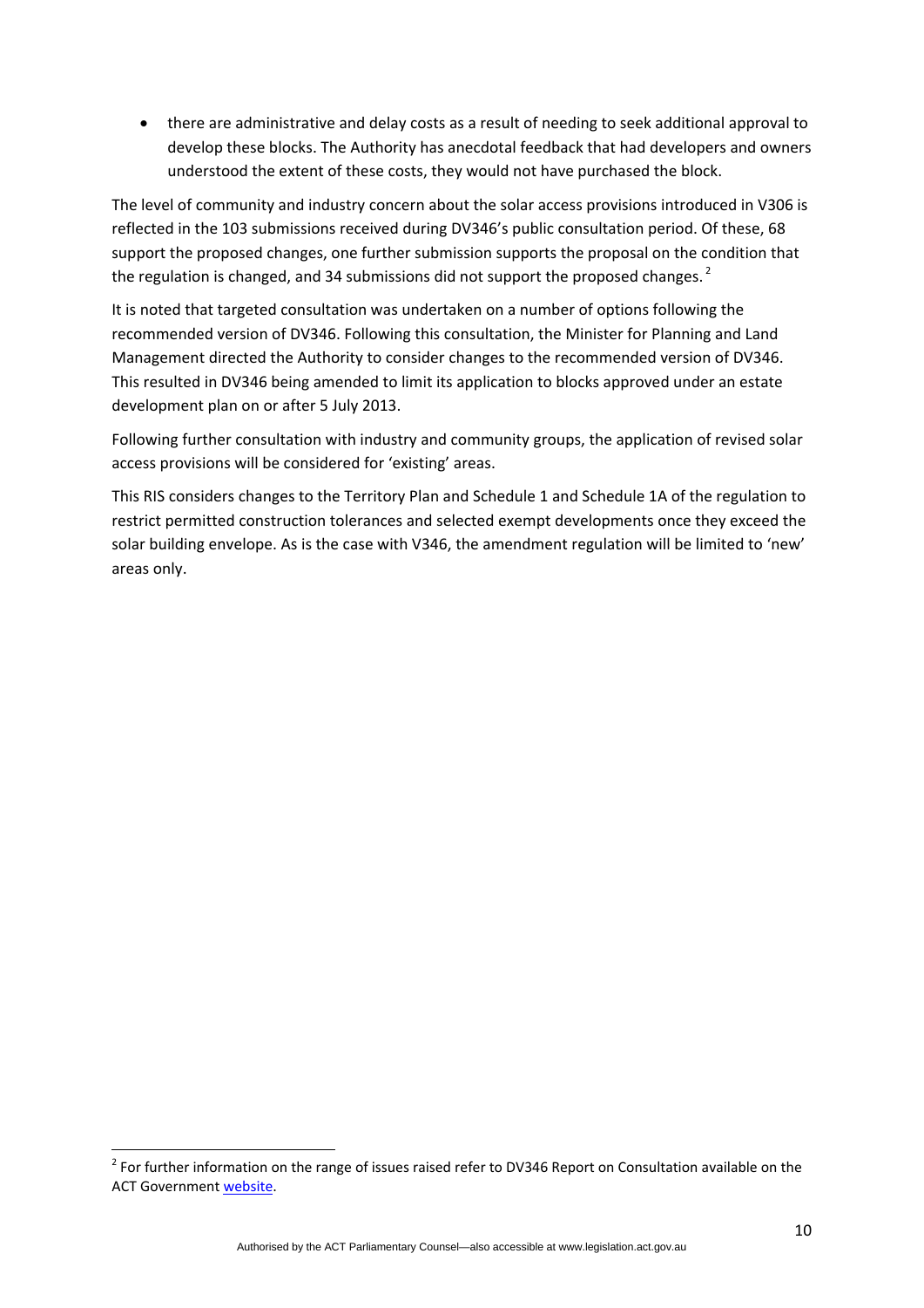- there are administrative and delay costs as a result of needing to seek additional approval to develop these blocks. The Authority has anecdotal feedback that had developers and owners understood the extent of these costs, they would not have purchased the block.

The level of community and industry concern about the solar access provisions introduced in V306 is reflected in the 103 submissions received during DV346's public consultation period. Of these, 68 support the proposed changes, one further submission supports the proposal on the condition that the regulation is changed, and 34 submissions did not support the proposed changes.[2]

It is noted that targeted consultation was undertaken on a number of options following the recommended version of DV346. Following this consultation, the Minister for Planning and Land Management directed the Authority to consider changes to the recommended version of DV346. This resulted in DV346 being amended to limit its application to blocks approved under an estate development plan on or after 5 July 2013.

Following further consultation with industry and community groups, the application of revised solar access provisions will be considered for 'existing' areas.

This RIS considers changes to the Territory Plan and Schedule 1 and Schedule 1A of the regulation to restrict permitted construction tolerances and selected exempt developments once they exceed the solar building envelope. As is the case with V346, the amendment regulation will be limited to 'new' areas only.

[2] For further information on the range of issues raised refer to DV346 Report on Consultation available on the ACT Government website.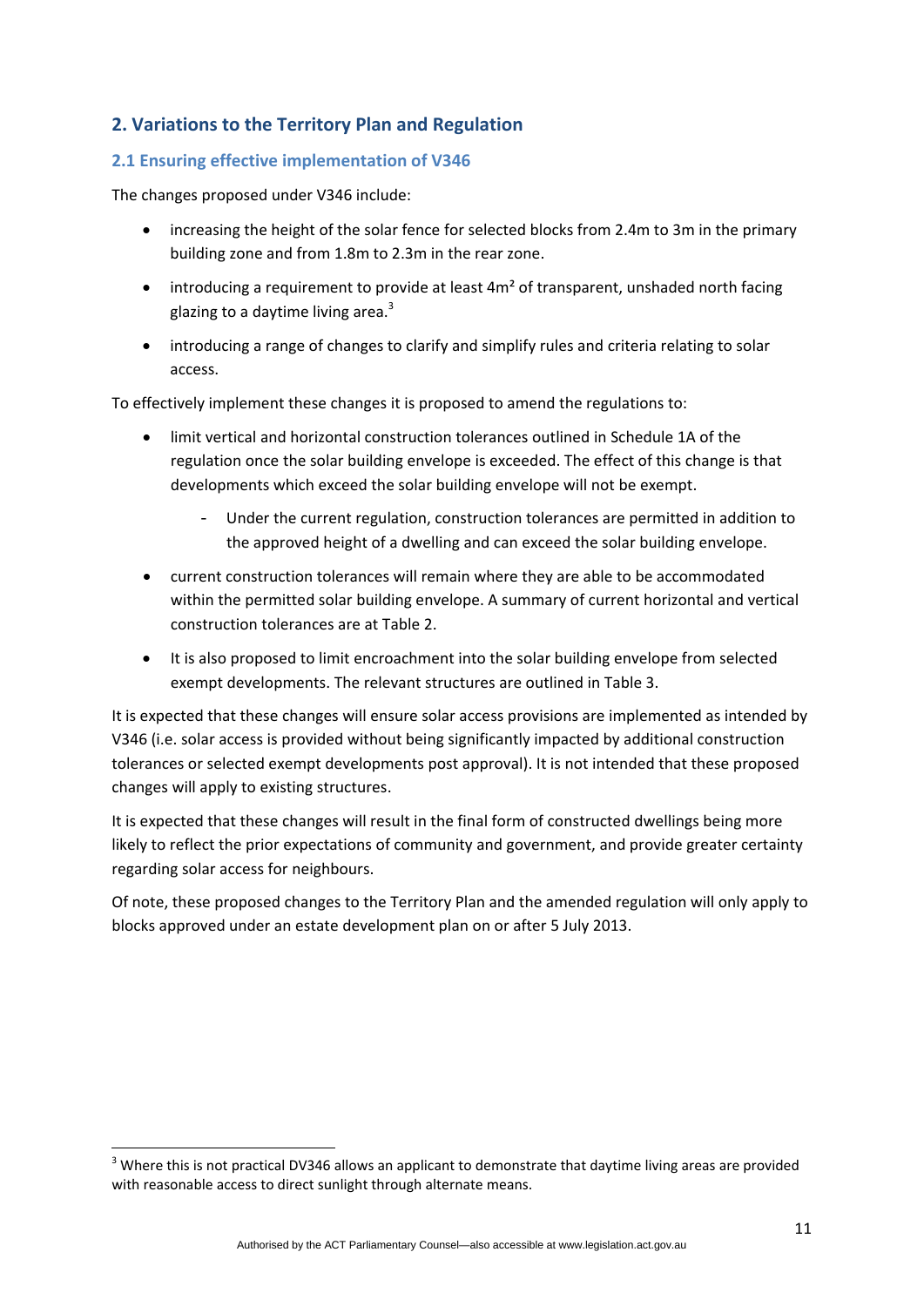## 2. Variations to the Territory Plan and Regulation

### 2.1 Ensuring effective implementation of V346

The changes proposed under V346 include:

- increasing the height of the solar fence for selected blocks from 2.4m to 3m in the primary building zone and from 1.8m to 2.3m in the rear zone.
- introducing a requirement to provide at least 4m² of transparent, unshaded north facing glazing to a daytime living area.[3]
- introducing a range of changes to clarify and simplify rules and criteria relating to solar access.

To effectively implement these changes it is proposed to amend the regulations to:

- limit vertical and horizontal construction tolerances outlined in Schedule 1A of the regulation once the solar building envelope is exceeded. The effect of this change is that developments which exceed the solar building envelope will not be exempt.
  - Under the current regulation, construction tolerances are permitted in addition to the approved height of a dwelling and can exceed the solar building envelope.
- current construction tolerances will remain where they are able to be accommodated within the permitted solar building envelope. A summary of current horizontal and vertical construction tolerances are at Table 2.
- It is also proposed to limit encroachment into the solar building envelope from selected exempt developments. The relevant structures are outlined in Table 3.

It is expected that these changes will ensure solar access provisions are implemented as intended by V346 (i.e. solar access is provided without being significantly impacted by additional construction tolerances or selected exempt developments post approval). It is not intended that these proposed changes will apply to existing structures.

It is expected that these changes will result in the final form of constructed dwellings being more likely to reflect the prior expectations of community and government, and provide greater certainty regarding solar access for neighbours.

Of note, these proposed changes to the Territory Plan and the amended regulation will only apply to blocks approved under an estate development plan on or after 5 July 2013.

[3] Where this is not practical DV346 allows an applicant to demonstrate that daytime living areas are provided with reasonable access to direct sunlight through alternate means.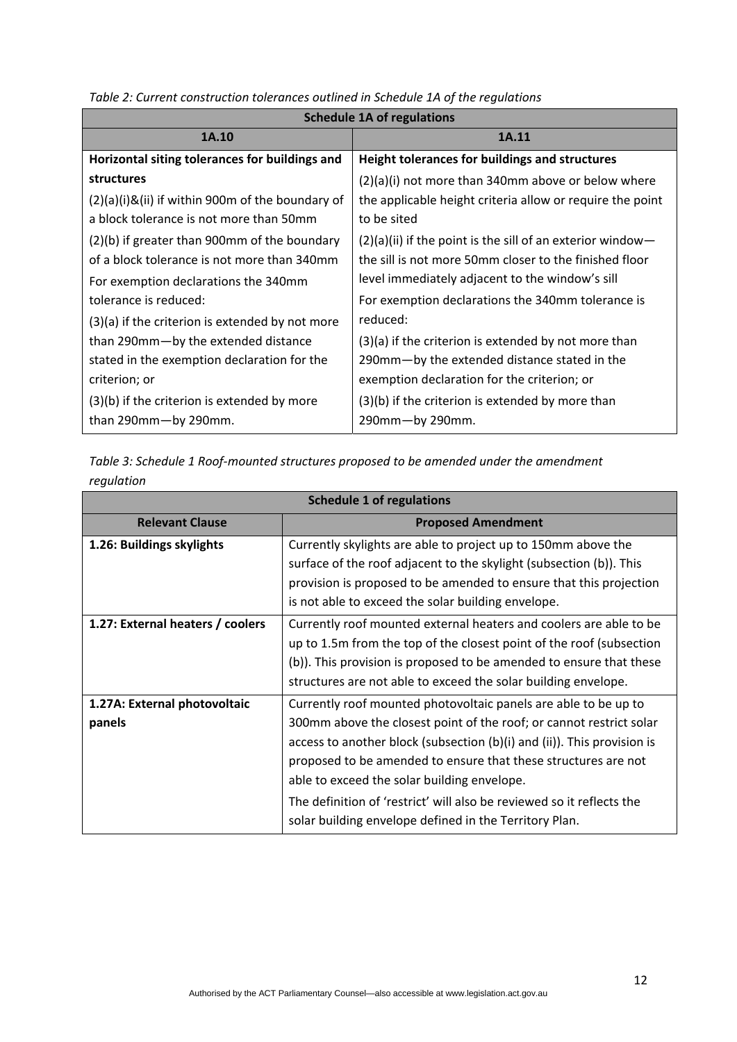*Table 2: Current construction tolerances outlined in Schedule 1A of the regulations*

| Schedule 1A of regulations | |
|---|---|
| **1A.10** | **1A.11** |
| **Horizontal siting tolerances for buildings and structures**<br>(2)(a)(i)&(ii) if within 900m of the boundary of a block tolerance is not more than 50mm<br>(2)(b) if greater than 900mm of the boundary of a block tolerance is not more than 340mm<br>For exemption declarations the 340mm tolerance is reduced:<br>(3)(a) if the criterion is extended by not more than 290mm—by the extended distance stated in the exemption declaration for the criterion; or<br>(3)(b) if the criterion is extended by more than 290mm—by 290mm. | **Height tolerances for buildings and structures**<br>(2)(a)(i) not more than 340mm above or below where the applicable height criteria allow or require the point to be sited<br>(2)(a)(ii) if the point is the sill of an exterior window—the sill is not more 50mm closer to the finished floor level immediately adjacent to the window's sill<br>For exemption declarations the 340mm tolerance is reduced:<br>(3)(a) if the criterion is extended by not more than 290mm—by the extended distance stated in the exemption declaration for the criterion; or<br>(3)(b) if the criterion is extended by more than 290mm—by 290mm. |

*Table 3: Schedule 1 Roof-mounted structures proposed to be amended under the amendment regulation*

| Schedule 1 of regulations | |
|---|---|
| **Relevant Clause** | **Proposed Amendment** |
| **1.26: Buildings skylights** | Currently skylights are able to project up to 150mm above the surface of the roof adjacent to the skylight (subsection (b)). This provision is proposed to be amended to ensure that this projection is not able to exceed the solar building envelope. |
| **1.27: External heaters / coolers** | Currently roof mounted external heaters and coolers are able to be up to 1.5m from the top of the closest point of the roof (subsection (b)). This provision is proposed to be amended to ensure that these structures are not able to exceed the solar building envelope. |
| **1.27A: External photovoltaic panels** | Currently roof mounted photovoltaic panels are able to be up to 300mm above the closest point of the roof; or cannot restrict solar access to another block (subsection (b)(i) and (ii)). This provision is proposed to be amended to ensure that these structures are not able to exceed the solar building envelope.<br>The definition of 'restrict' will also be reviewed so it reflects the solar building envelope defined in the Territory Plan. |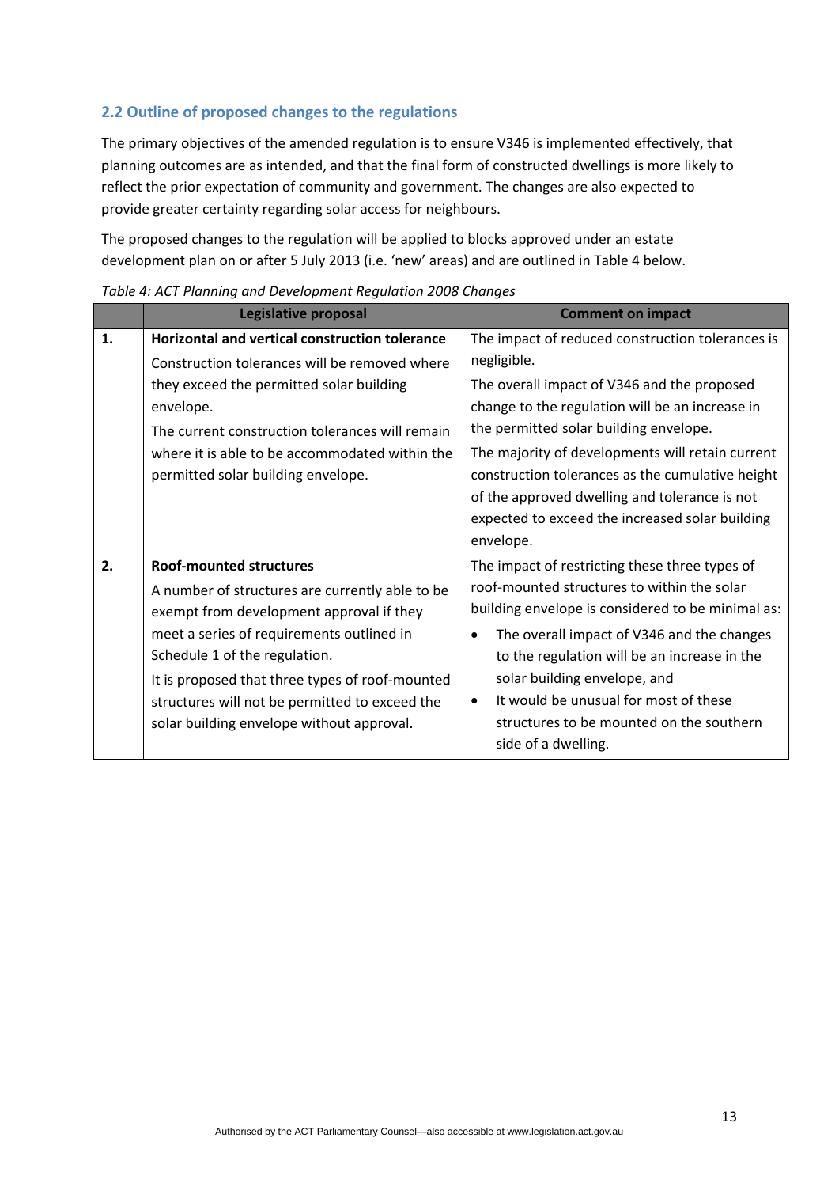### 2.2 Outline of proposed changes to the regulations

The primary objectives of the amended regulation is to ensure V346 is implemented effectively, that planning outcomes are as intended, and that the final form of constructed dwellings is more likely to reflect the prior expectation of community and government. The changes are also expected to provide greater certainty regarding solar access for neighbours.

The proposed changes to the regulation will be applied to blocks approved under an estate development plan on or after 5 July 2013 (i.e. 'new' areas) and are outlined in Table 4 below.

*Table 4: ACT Planning and Development Regulation 2008 Changes*

| | Legislative proposal | Comment on impact |
|---|---|---|
| **1.** | **Horizontal and vertical construction tolerance**<br>Construction tolerances will be removed where they exceed the permitted solar building envelope.<br>The current construction tolerances will remain where it is able to be accommodated within the permitted solar building envelope. | The impact of reduced construction tolerances is negligible.<br>The overall impact of V346 and the proposed change to the regulation will be an increase in the permitted solar building envelope.<br>The majority of developments will retain current construction tolerances as the cumulative height of the approved dwelling and tolerance is not expected to exceed the increased solar building envelope. |
| **2.** | **Roof-mounted structures**<br>A number of structures are currently able to be exempt from development approval if they meet a series of requirements outlined in Schedule 1 of the regulation.<br>It is proposed that three types of roof-mounted structures will not be permitted to exceed the solar building envelope without approval. | The impact of restricting these three types of roof-mounted structures to within the solar building envelope is considered to be minimal as:<br>• The overall impact of V346 and the changes to the regulation will be an increase in the solar building envelope, and<br>• It would be unusual for most of these structures to be mounted on the southern side of a dwelling. |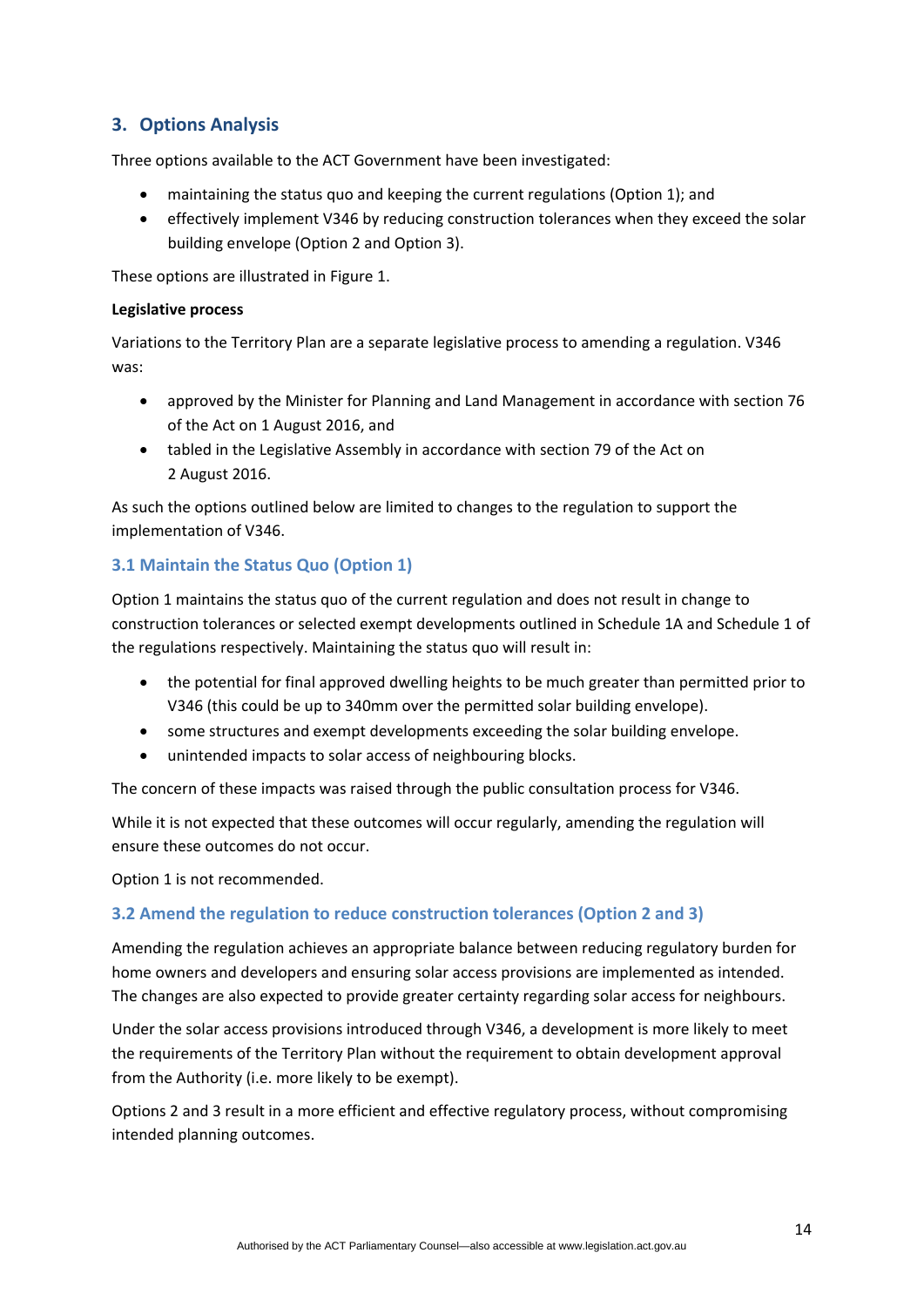## 3. Options Analysis

Three options available to the ACT Government have been investigated:

- maintaining the status quo and keeping the current regulations (Option 1); and
- effectively implement V346 by reducing construction tolerances when they exceed the solar building envelope (Option 2 and Option 3).

These options are illustrated in Figure 1.

**Legislative process**

Variations to the Territory Plan are a separate legislative process to amending a regulation. V346 was:

- approved by the Minister for Planning and Land Management in accordance with section 76 of the Act on 1 August 2016, and
- tabled in the Legislative Assembly in accordance with section 79 of the Act on 2 August 2016.

As such the options outlined below are limited to changes to the regulation to support the implementation of V346.

### 3.1 Maintain the Status Quo (Option 1)

Option 1 maintains the status quo of the current regulation and does not result in change to construction tolerances or selected exempt developments outlined in Schedule 1A and Schedule 1 of the regulations respectively. Maintaining the status quo will result in:

- the potential for final approved dwelling heights to be much greater than permitted prior to V346 (this could be up to 340mm over the permitted solar building envelope).
- some structures and exempt developments exceeding the solar building envelope.
- unintended impacts to solar access of neighbouring blocks.

The concern of these impacts was raised through the public consultation process for V346.

While it is not expected that these outcomes will occur regularly, amending the regulation will ensure these outcomes do not occur.

Option 1 is not recommended.

### 3.2 Amend the regulation to reduce construction tolerances (Option 2 and 3)

Amending the regulation achieves an appropriate balance between reducing regulatory burden for home owners and developers and ensuring solar access provisions are implemented as intended. The changes are also expected to provide greater certainty regarding solar access for neighbours.

Under the solar access provisions introduced through V346, a development is more likely to meet the requirements of the Territory Plan without the requirement to obtain development approval from the Authority (i.e. more likely to be exempt).

Options 2 and 3 result in a more efficient and effective regulatory process, without compromising intended planning outcomes.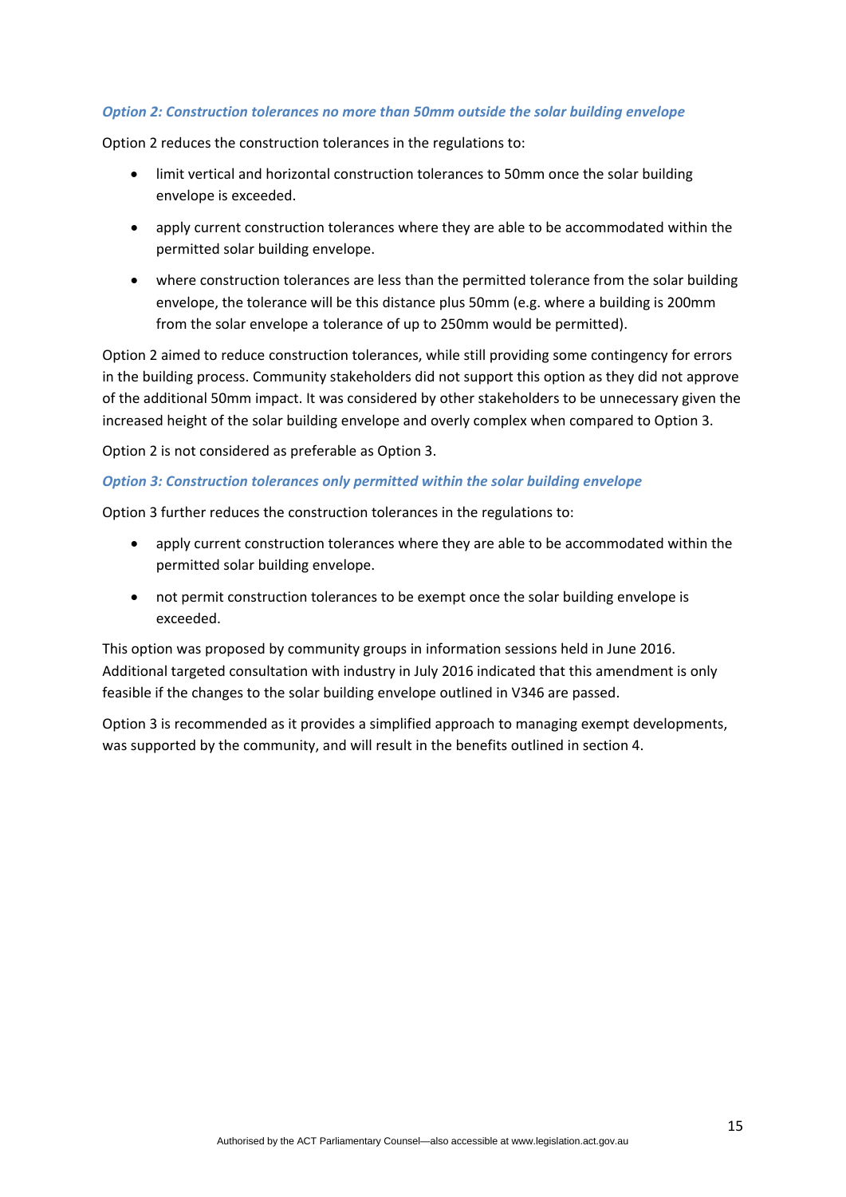#### *Option 2: Construction tolerances no more than 50mm outside the solar building envelope*

Option 2 reduces the construction tolerances in the regulations to:

- limit vertical and horizontal construction tolerances to 50mm once the solar building envelope is exceeded.
- apply current construction tolerances where they are able to be accommodated within the permitted solar building envelope.
- where construction tolerances are less than the permitted tolerance from the solar building envelope, the tolerance will be this distance plus 50mm (e.g. where a building is 200mm from the solar envelope a tolerance of up to 250mm would be permitted).

Option 2 aimed to reduce construction tolerances, while still providing some contingency for errors in the building process. Community stakeholders did not support this option as they did not approve of the additional 50mm impact. It was considered by other stakeholders to be unnecessary given the increased height of the solar building envelope and overly complex when compared to Option 3.

Option 2 is not considered as preferable as Option 3.

#### *Option 3: Construction tolerances only permitted within the solar building envelope*

Option 3 further reduces the construction tolerances in the regulations to:

- apply current construction tolerances where they are able to be accommodated within the permitted solar building envelope.
- not permit construction tolerances to be exempt once the solar building envelope is exceeded.

This option was proposed by community groups in information sessions held in June 2016. Additional targeted consultation with industry in July 2016 indicated that this amendment is only feasible if the changes to the solar building envelope outlined in V346 are passed.

Option 3 is recommended as it provides a simplified approach to managing exempt developments, was supported by the community, and will result in the benefits outlined in section 4.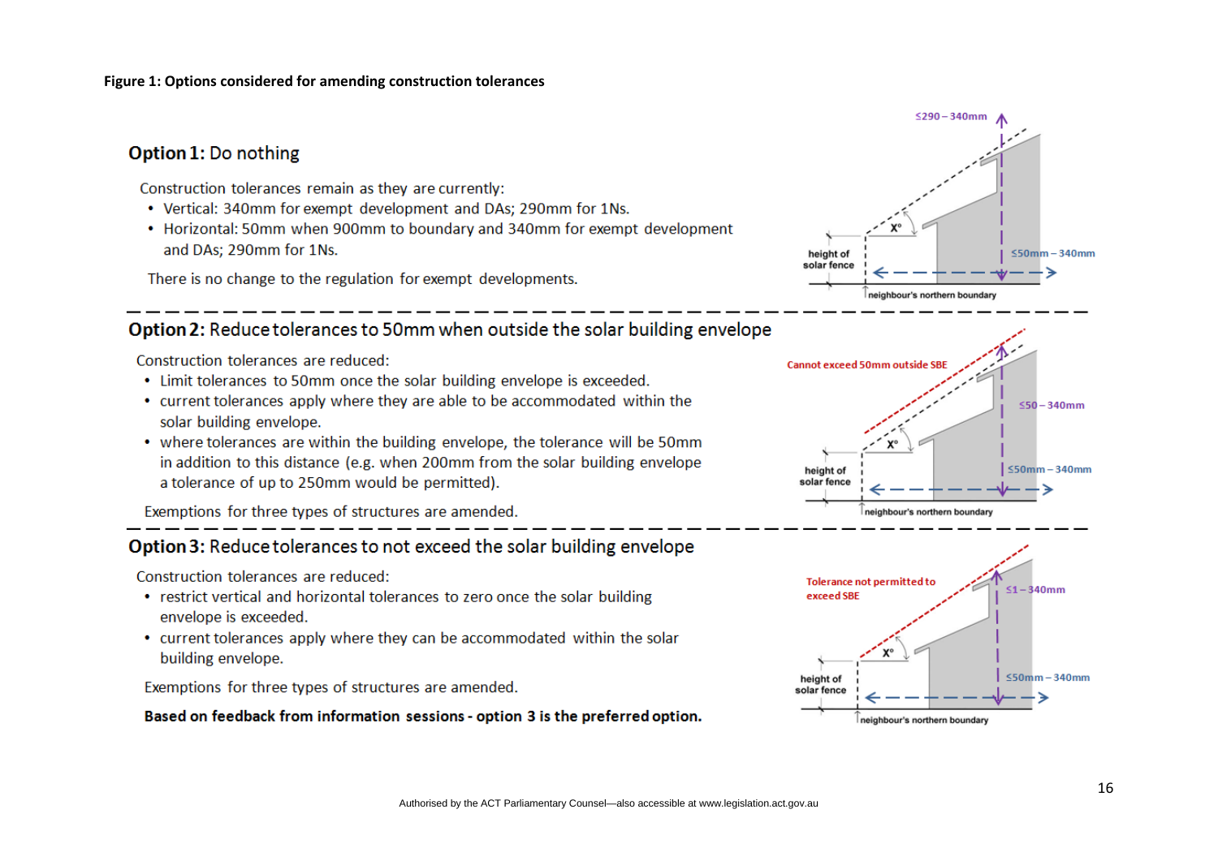**Figure 1: Options considered for amending construction tolerances**

## Option 1: Do nothing

Construction tolerances remain as they are currently:

- Vertical: 340mm for exempt development and DAs; 290mm for 1Ns.
- Horizontal: 50mm when 900mm to boundary and 340mm for exempt development and DAs; 290mm for 1Ns.

There is no change to the regulation for exempt developments.

## Option 2: Reduce tolerances to 50mm when outside the solar building envelope

Construction tolerances are reduced:

- Limit tolerances to 50mm once the solar building envelope is exceeded.
- current tolerances apply where they are able to be accommodated within the solar building envelope.
- where tolerances are within the building envelope, the tolerance will be 50mm in addition to this distance (e.g. when 200mm from the solar building envelope a tolerance of up to 250mm would be permitted).

Exemptions for three types of structures are amended.

## Option 3: Reduce tolerances to not exceed the solar building envelope

Construction tolerances are reduced:

- restrict vertical and horizontal tolerances to zero once the solar building envelope is exceeded.
- current tolerances apply where they can be accommodated within the solar building envelope.

Exemptions for three types of structures are amended.

**Based on feedback from information sessions - option 3 is the preferred option.**

Authorised by the ACT Parliamentary Counsel—also accessible at www.legislation.act.gov.au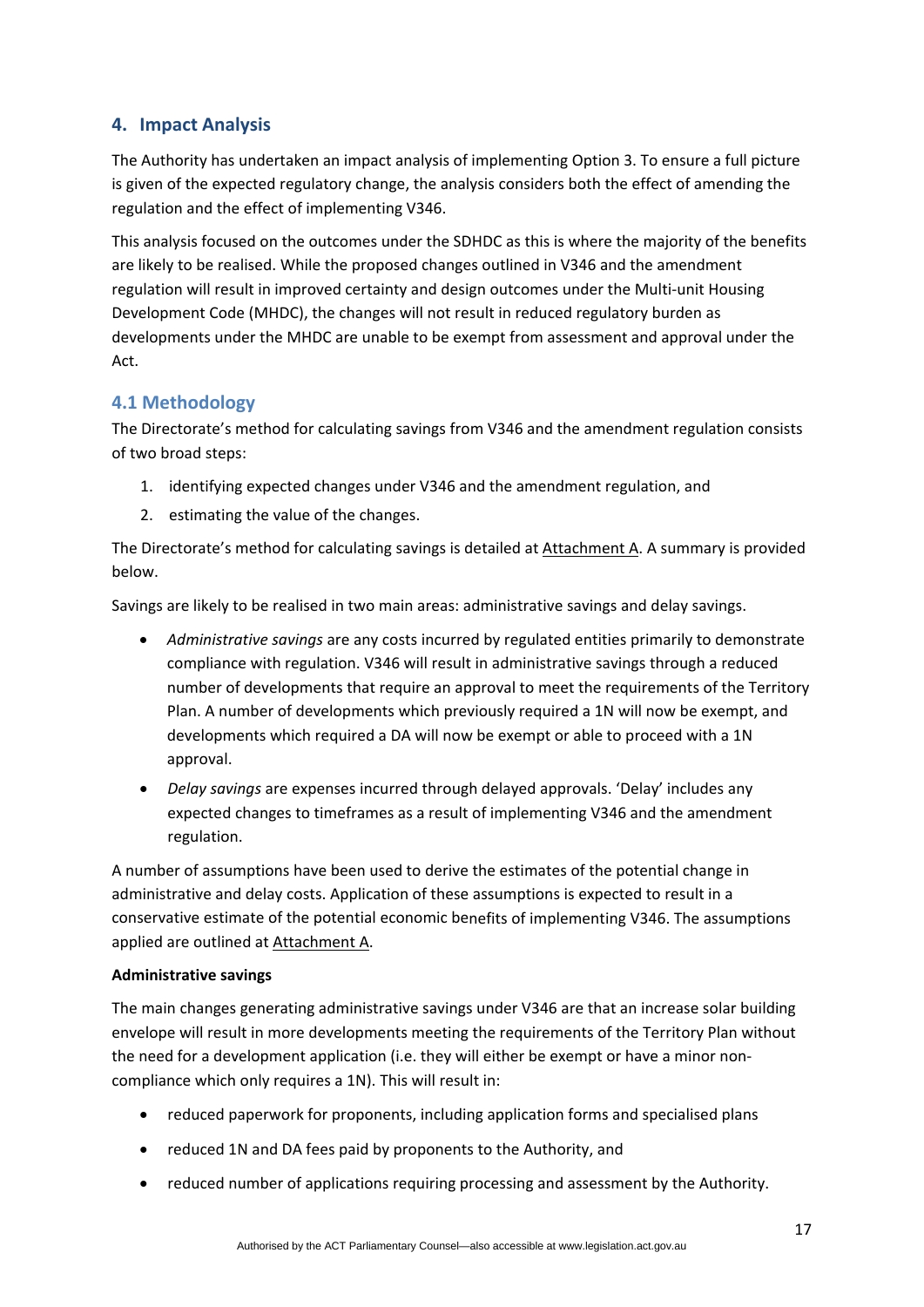## 4. Impact Analysis

The Authority has undertaken an impact analysis of implementing Option 3. To ensure a full picture is given of the expected regulatory change, the analysis considers both the effect of amending the regulation and the effect of implementing V346.

This analysis focused on the outcomes under the SDHDC as this is where the majority of the benefits are likely to be realised. While the proposed changes outlined in V346 and the amendment regulation will result in improved certainty and design outcomes under the Multi-unit Housing Development Code (MHDC), the changes will not result in reduced regulatory burden as developments under the MHDC are unable to be exempt from assessment and approval under the Act.

### 4.1 Methodology

The Directorate's method for calculating savings from V346 and the amendment regulation consists of two broad steps:

1. identifying expected changes under V346 and the amendment regulation, and
2. estimating the value of the changes.

The Directorate's method for calculating savings is detailed at Attachment A. A summary is provided below.

Savings are likely to be realised in two main areas: administrative savings and delay savings.

- *Administrative savings* are any costs incurred by regulated entities primarily to demonstrate compliance with regulation. V346 will result in administrative savings through a reduced number of developments that require an approval to meet the requirements of the Territory Plan. A number of developments which previously required a 1N will now be exempt, and developments which required a DA will now be exempt or able to proceed with a 1N approval.
- *Delay savings* are expenses incurred through delayed approvals. 'Delay' includes any expected changes to timeframes as a result of implementing V346 and the amendment regulation.

A number of assumptions have been used to derive the estimates of the potential change in administrative and delay costs. Application of these assumptions is expected to result in a conservative estimate of the potential economic benefits of implementing V346. The assumptions applied are outlined at Attachment A.

**Administrative savings**

The main changes generating administrative savings under V346 are that an increase solar building envelope will result in more developments meeting the requirements of the Territory Plan without the need for a development application (i.e. they will either be exempt or have a minor non-compliance which only requires a 1N). This will result in:

- reduced paperwork for proponents, including application forms and specialised plans
- reduced 1N and DA fees paid by proponents to the Authority, and
- reduced number of applications requiring processing and assessment by the Authority.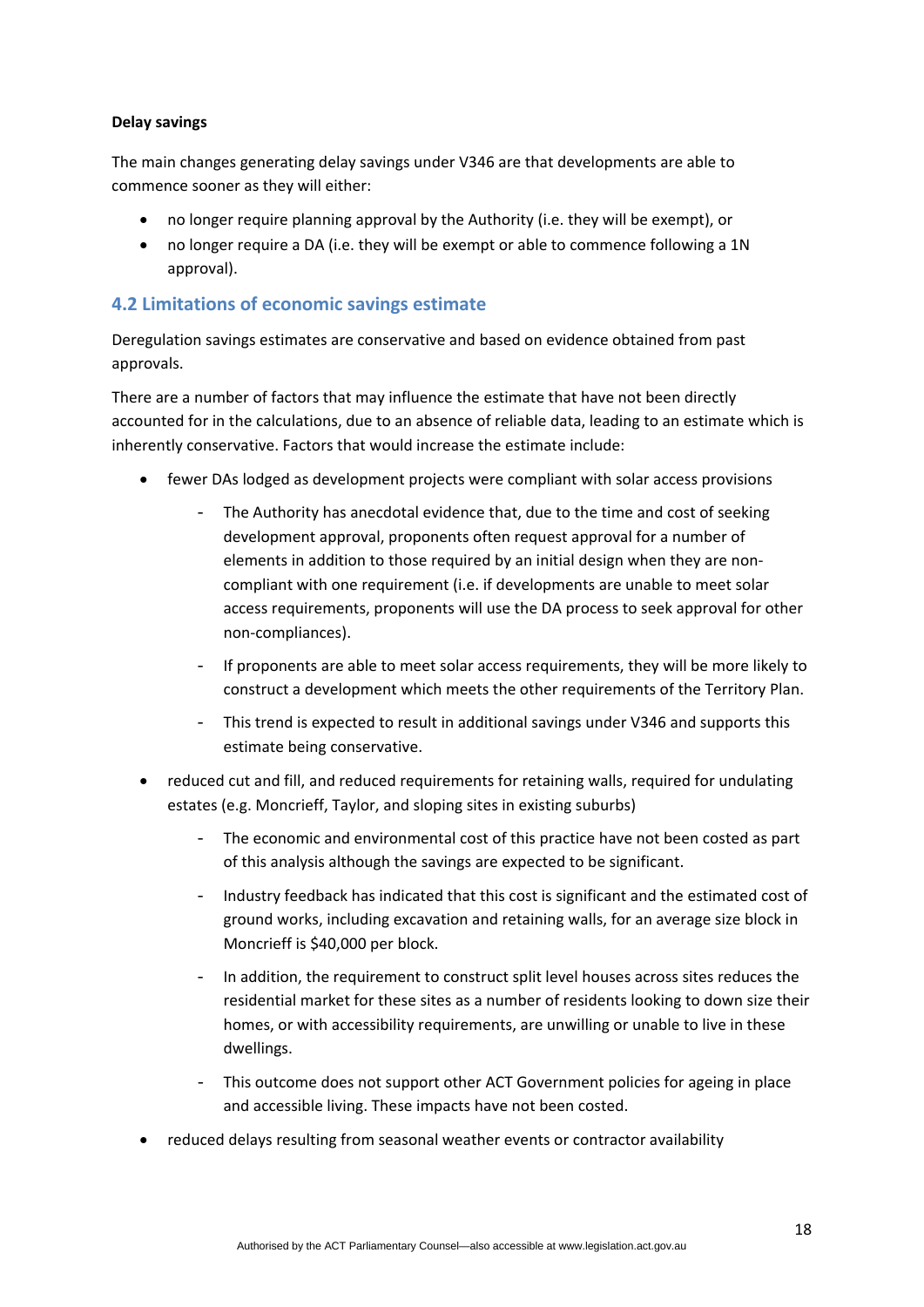**Delay savings**

The main changes generating delay savings under V346 are that developments are able to commence sooner as they will either:

- no longer require planning approval by the Authority (i.e. they will be exempt), or
- no longer require a DA (i.e. they will be exempt or able to commence following a 1N approval).

## 4.2 Limitations of economic savings estimate

Deregulation savings estimates are conservative and based on evidence obtained from past approvals.

There are a number of factors that may influence the estimate that have not been directly accounted for in the calculations, due to an absence of reliable data, leading to an estimate which is inherently conservative. Factors that would increase the estimate include:

- fewer DAs lodged as development projects were compliant with solar access provisions
    - The Authority has anecdotal evidence that, due to the time and cost of seeking development approval, proponents often request approval for a number of elements in addition to those required by an initial design when they are non-compliant with one requirement (i.e. if developments are unable to meet solar access requirements, proponents will use the DA process to seek approval for other non-compliances).
    - If proponents are able to meet solar access requirements, they will be more likely to construct a development which meets the other requirements of the Territory Plan.
    - This trend is expected to result in additional savings under V346 and supports this estimate being conservative.
- reduced cut and fill, and reduced requirements for retaining walls, required for undulating estates (e.g. Moncrieff, Taylor, and sloping sites in existing suburbs)
    - The economic and environmental cost of this practice have not been costed as part of this analysis although the savings are expected to be significant.
    - Industry feedback has indicated that this cost is significant and the estimated cost of ground works, including excavation and retaining walls, for an average size block in Moncrieff is $40,000 per block.
    - In addition, the requirement to construct split level houses across sites reduces the residential market for these sites as a number of residents looking to down size their homes, or with accessibility requirements, are unwilling or unable to live in these dwellings.
    - This outcome does not support other ACT Government policies for ageing in place and accessible living. These impacts have not been costed.
- reduced delays resulting from seasonal weather events or contractor availability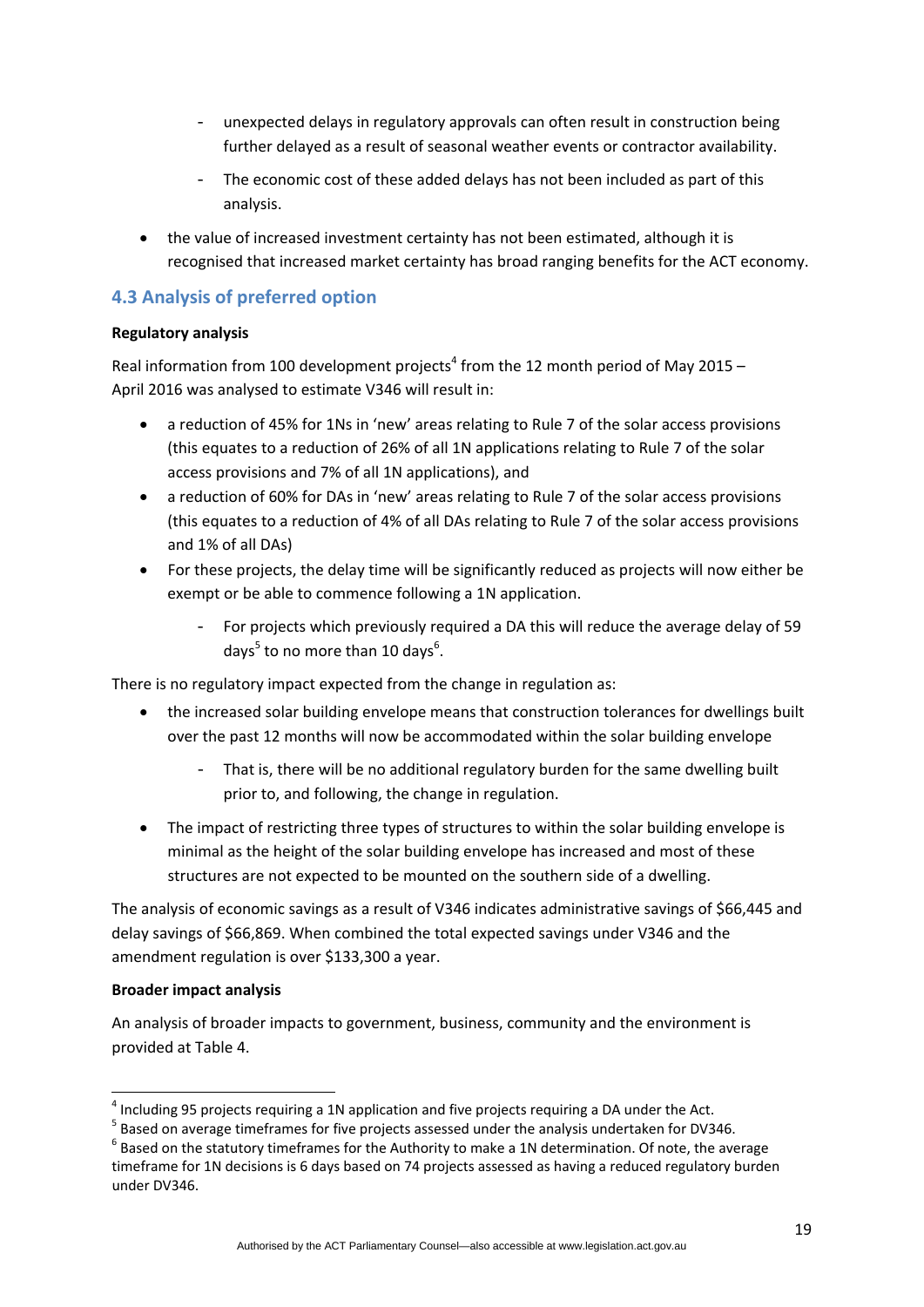- unexpected delays in regulatory approvals can often result in construction being further delayed as a result of seasonal weather events or contractor availability.
    - The economic cost of these added delays has not been included as part of this analysis.

- the value of increased investment certainty has not been estimated, although it is recognised that increased market certainty has broad ranging benefits for the ACT economy.

## 4.3 Analysis of preferred option

**Regulatory analysis**

Real information from 100 development projects[4] from the 12 month period of May 2015 – April 2016 was analysed to estimate V346 will result in:

- a reduction of 45% for 1Ns in 'new' areas relating to Rule 7 of the solar access provisions (this equates to a reduction of 26% of all 1N applications relating to Rule 7 of the solar access provisions and 7% of all 1N applications), and
- a reduction of 60% for DAs in 'new' areas relating to Rule 7 of the solar access provisions (this equates to a reduction of 4% of all DAs relating to Rule 7 of the solar access provisions and 1% of all DAs)
- For these projects, the delay time will be significantly reduced as projects will now either be exempt or be able to commence following a 1N application.
    - For projects which previously required a DA this will reduce the average delay of 59 days[5] to no more than 10 days[6].

There is no regulatory impact expected from the change in regulation as:

- the increased solar building envelope means that construction tolerances for dwellings built over the past 12 months will now be accommodated within the solar building envelope
    - That is, there will be no additional regulatory burden for the same dwelling built prior to, and following, the change in regulation.
- The impact of restricting three types of structures to within the solar building envelope is minimal as the height of the solar building envelope has increased and most of these structures are not expected to be mounted on the southern side of a dwelling.

The analysis of economic savings as a result of V346 indicates administrative savings of $66,445 and delay savings of $66,869. When combined the total expected savings under V346 and the amendment regulation is over $133,300 a year.

**Broader impact analysis**

An analysis of broader impacts to government, business, community and the environment is provided at Table 4.

---

[4] Including 95 projects requiring a 1N application and five projects requiring a DA under the Act.

[5] Based on average timeframes for five projects assessed under the analysis undertaken for DV346.

[6] Based on the statutory timeframes for the Authority to make a 1N determination. Of note, the average timeframe for 1N decisions is 6 days based on 74 projects assessed as having a reduced regulatory burden under DV346.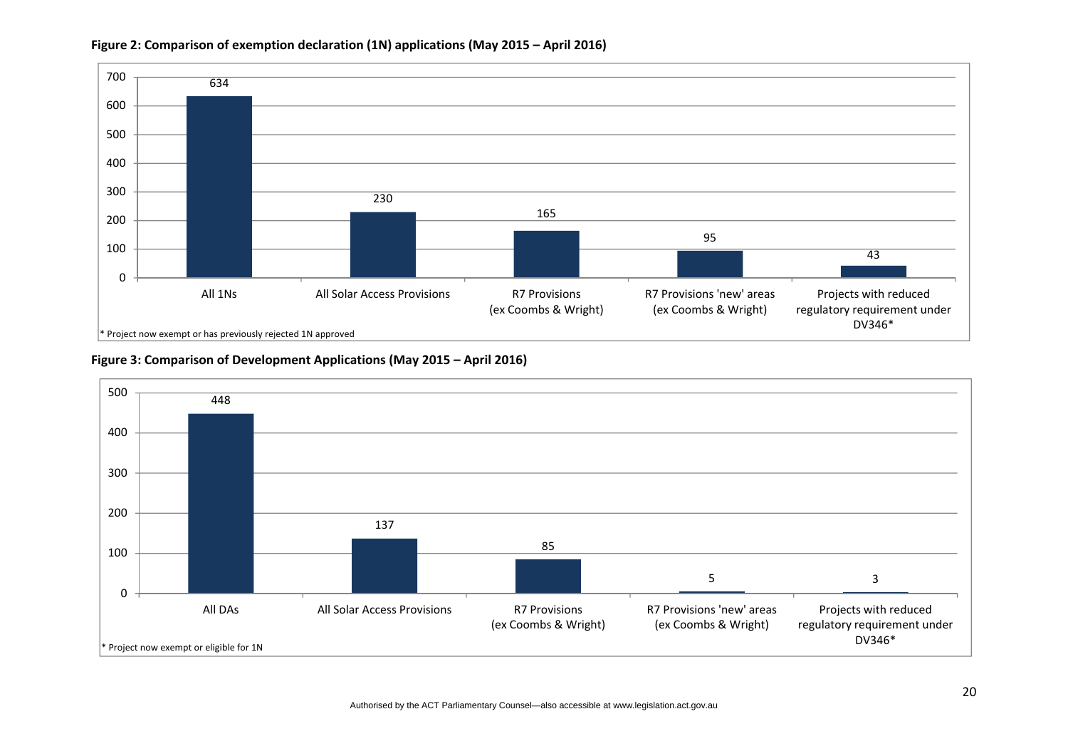**Figure 2: Comparison of exemption declaration (1N) applications (May 2015 – April 2016)**

| Category | Number |
|---|---|
| All 1Ns | 634 |
| All Solar Access Provisions | 230 |
| R7 Provisions (ex Coombs & Wright) | 165 |
| R7 Provisions 'new' areas (ex Coombs & Wright) | 95 |
| Projects with reduced regulatory requirement under DV346* | 43 |

* Project now exempt or has previously rejected 1N approved

**Figure 3: Comparison of Development Applications (May 2015 – April 2016)**

| Category | Number |
|---|---|
| All DAs | 448 |
| All Solar Access Provisions | 137 |
| R7 Provisions (ex Coombs & Wright) | 85 |
| R7 Provisions 'new' areas (ex Coombs & Wright) | 5 |
| Projects with reduced regulatory requirement under DV346* | 3 |

* Project now exempt or eligible for 1N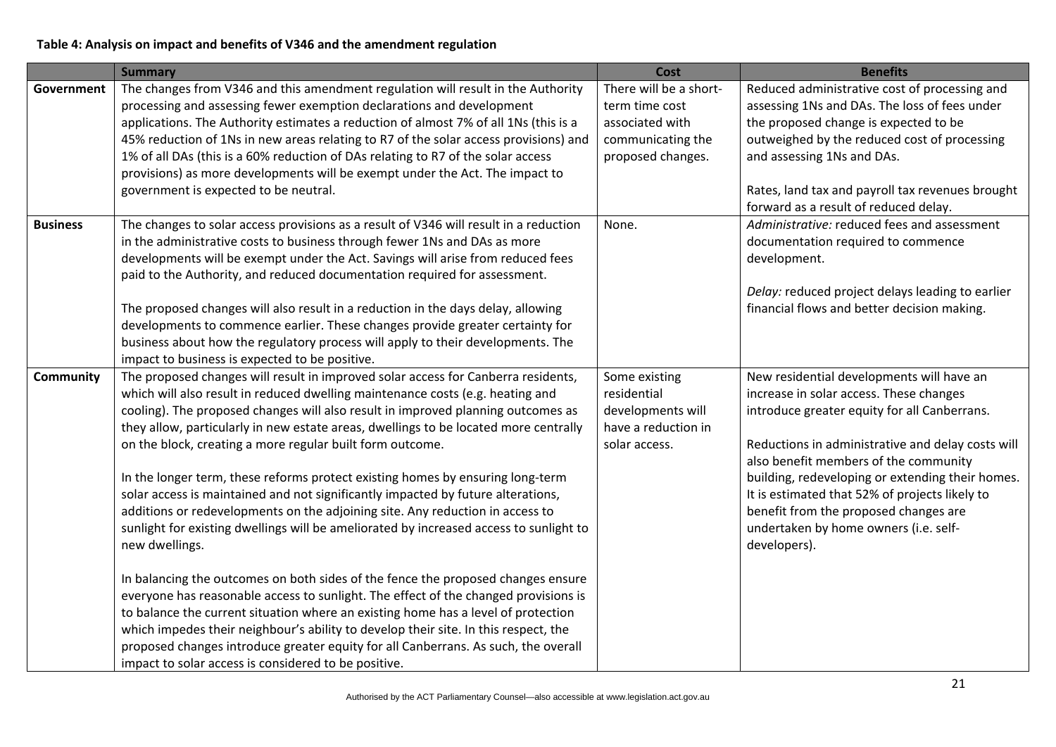**Table 4: Analysis on impact and benefits of V346 and the amendment regulation**

| | Summary | Cost | Benefits |
|---|---|---|---|
| **Government** | The changes from V346 and this amendment regulation will result in the Authority processing and assessing fewer exemption declarations and development applications. The Authority estimates a reduction of almost 7% of all 1Ns (this is a 45% reduction of 1Ns in new areas relating to R7 of the solar access provisions) and 1% of all DAs (this is a 60% reduction of DAs relating to R7 of the solar access provisions) as more developments will be exempt under the Act. The impact to government is expected to be neutral. | There will be a short-term time cost associated with communicating the proposed changes. | Reduced administrative cost of processing and assessing 1Ns and DAs. The loss of fees under the proposed change is expected to be outweighed by the reduced cost of processing and assessing 1Ns and DAs.<br><br>Rates, land tax and payroll tax revenues brought forward as a result of reduced delay. |
| **Business** | The changes to solar access provisions as a result of V346 will result in a reduction in the administrative costs to business through fewer 1Ns and DAs as more developments will be exempt under the Act. Savings will arise from reduced fees paid to the Authority, and reduced documentation required for assessment.<br><br>The proposed changes will also result in a reduction in the days delay, allowing developments to commence earlier. These changes provide greater certainty for business about how the regulatory process will apply to their developments. The impact to business is expected to be positive. | None. | *Administrative:* reduced fees and assessment documentation required to commence development.<br><br>*Delay:* reduced project delays leading to earlier financial flows and better decision making. |
| **Community** | The proposed changes will result in improved solar access for Canberra residents, which will also result in reduced dwelling maintenance costs (e.g. heating and cooling). The proposed changes will also result in improved planning outcomes as they allow, particularly in new estate areas, dwellings to be located more centrally on the block, creating a more regular built form outcome.<br><br>In the longer term, these reforms protect existing homes by ensuring long-term solar access is maintained and not significantly impacted by future alterations, additions or redevelopments on the adjoining site. Any reduction in access to sunlight for existing dwellings will be ameliorated by increased access to sunlight to new dwellings.<br><br>In balancing the outcomes on both sides of the fence the proposed changes ensure everyone has reasonable access to sunlight. The effect of the changed provisions is to balance the current situation where an existing home has a level of protection which impedes their neighbour's ability to develop their site. In this respect, the proposed changes introduce greater equity for all Canberrans. As such, the overall impact to solar access is considered to be positive. | Some existing residential developments will have a reduction in solar access. | New residential developments will have an increase in solar access. These changes introduce greater equity for all Canberrans.<br><br>Reductions in administrative and delay costs will also benefit members of the community building, redeveloping or extending their homes. It is estimated that 52% of projects likely to benefit from the proposed changes are undertaken by home owners (i.e. self-developers). |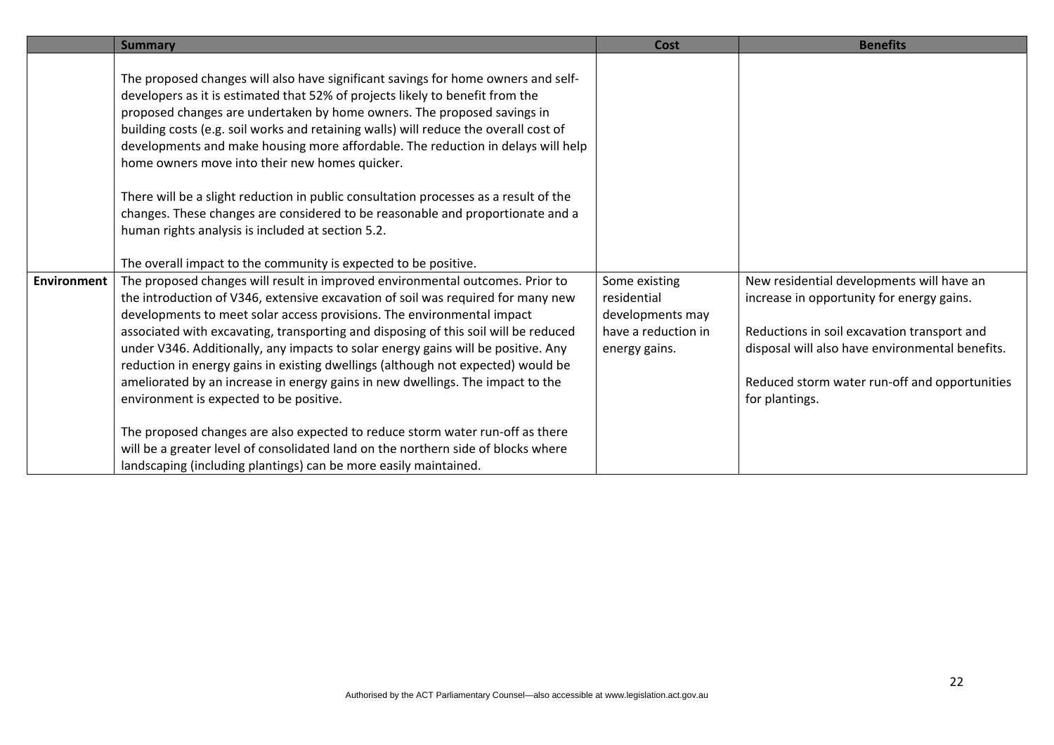| | Summary | Cost | Benefits |
|---|---|---|---|
| | The proposed changes will also have significant savings for home owners and self-developers as it is estimated that 52% of projects likely to benefit from the proposed changes are undertaken by home owners. The proposed savings in building costs (e.g. soil works and retaining walls) will reduce the overall cost of developments and make housing more affordable. The reduction in delays will help home owners move into their new homes quicker.<br><br>There will be a slight reduction in public consultation processes as a result of the changes. These changes are considered to be reasonable and proportionate and a human rights analysis is included at section 5.2.<br><br>The overall impact to the community is expected to be positive. | | |
| **Environment** | The proposed changes will result in improved environmental outcomes. Prior to the introduction of V346, extensive excavation of soil was required for many new developments to meet solar access provisions. The environmental impact associated with excavating, transporting and disposing of this soil will be reduced under V346. Additionally, any impacts to solar energy gains will be positive. Any reduction in energy gains in existing dwellings (although not expected) would be ameliorated by an increase in energy gains in new dwellings. The impact to the environment is expected to be positive.<br><br>The proposed changes are also expected to reduce storm water run-off as there will be a greater level of consolidated land on the northern side of blocks where landscaping (including plantings) can be more easily maintained. | Some existing residential developments may have a reduction in energy gains. | New residential developments will have an increase in opportunity for energy gains.<br><br>Reductions in soil excavation transport and disposal will also have environmental benefits.<br><br>Reduced storm water run-off and opportunities for plantings. |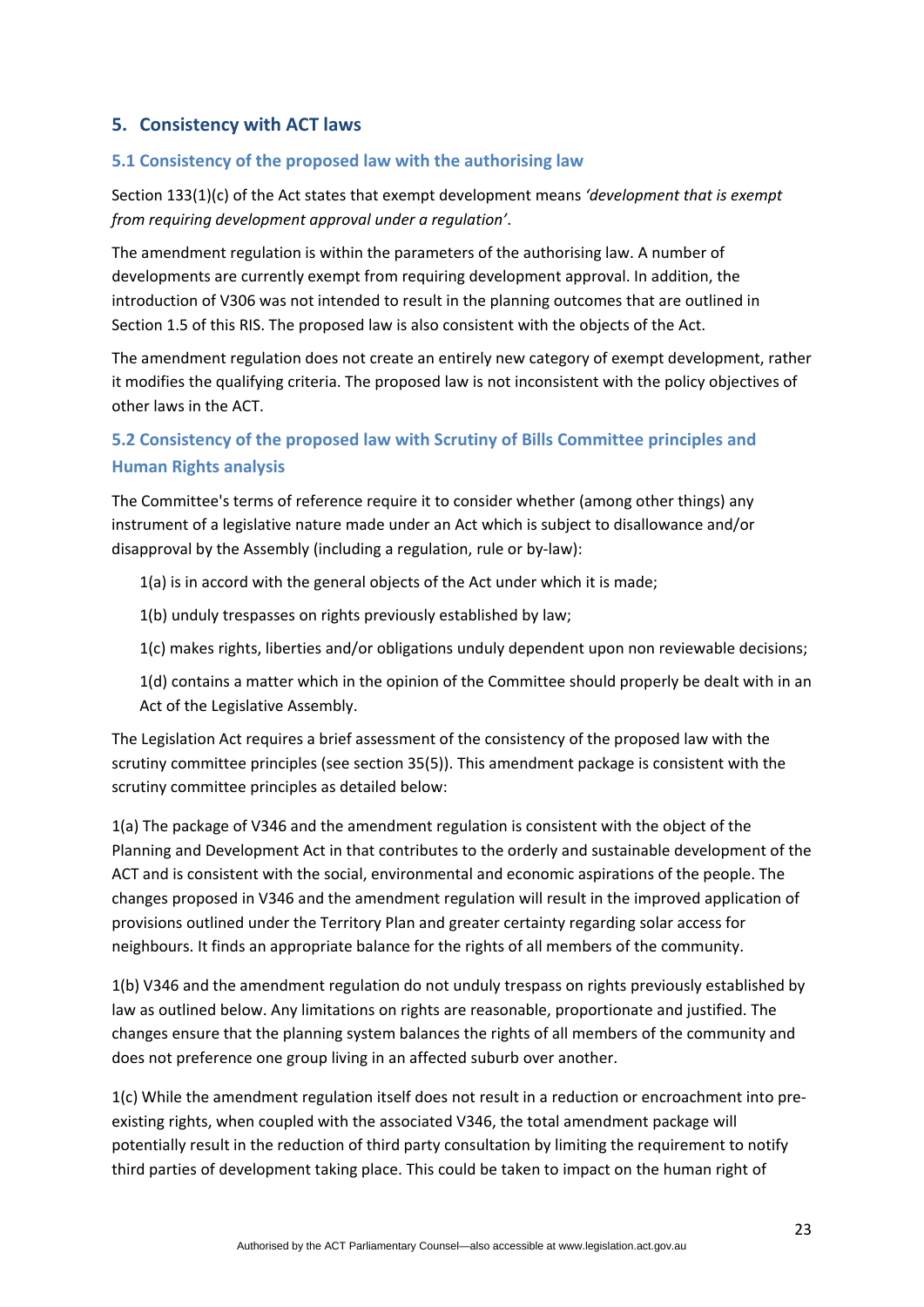## 5. Consistency with ACT laws

### 5.1 Consistency of the proposed law with the authorising law

Section 133(1)(c) of the Act states that exempt development means *'development that is exempt from requiring development approval under a regulation'*.

The amendment regulation is within the parameters of the authorising law. A number of developments are currently exempt from requiring development approval. In addition, the introduction of V306 was not intended to result in the planning outcomes that are outlined in Section 1.5 of this RIS. The proposed law is also consistent with the objects of the Act.

The amendment regulation does not create an entirely new category of exempt development, rather it modifies the qualifying criteria. The proposed law is not inconsistent with the policy objectives of other laws in the ACT.

### 5.2 Consistency of the proposed law with Scrutiny of Bills Committee principles and Human Rights analysis

The Committee's terms of reference require it to consider whether (among other things) any instrument of a legislative nature made under an Act which is subject to disallowance and/or disapproval by the Assembly (including a regulation, rule or by-law):

1(a) is in accord with the general objects of the Act under which it is made;

1(b) unduly trespasses on rights previously established by law;

1(c) makes rights, liberties and/or obligations unduly dependent upon non reviewable decisions;

1(d) contains a matter which in the opinion of the Committee should properly be dealt with in an Act of the Legislative Assembly.

The Legislation Act requires a brief assessment of the consistency of the proposed law with the scrutiny committee principles (see section 35(5)). This amendment package is consistent with the scrutiny committee principles as detailed below:

1(a) The package of V346 and the amendment regulation is consistent with the object of the Planning and Development Act in that contributes to the orderly and sustainable development of the ACT and is consistent with the social, environmental and economic aspirations of the people. The changes proposed in V346 and the amendment regulation will result in the improved application of provisions outlined under the Territory Plan and greater certainty regarding solar access for neighbours. It finds an appropriate balance for the rights of all members of the community.

1(b) V346 and the amendment regulation do not unduly trespass on rights previously established by law as outlined below. Any limitations on rights are reasonable, proportionate and justified. The changes ensure that the planning system balances the rights of all members of the community and does not preference one group living in an affected suburb over another.

1(c) While the amendment regulation itself does not result in a reduction or encroachment into pre-existing rights, when coupled with the associated V346, the total amendment package will potentially result in the reduction of third party consultation by limiting the requirement to notify third parties of development taking place. This could be taken to impact on the human right of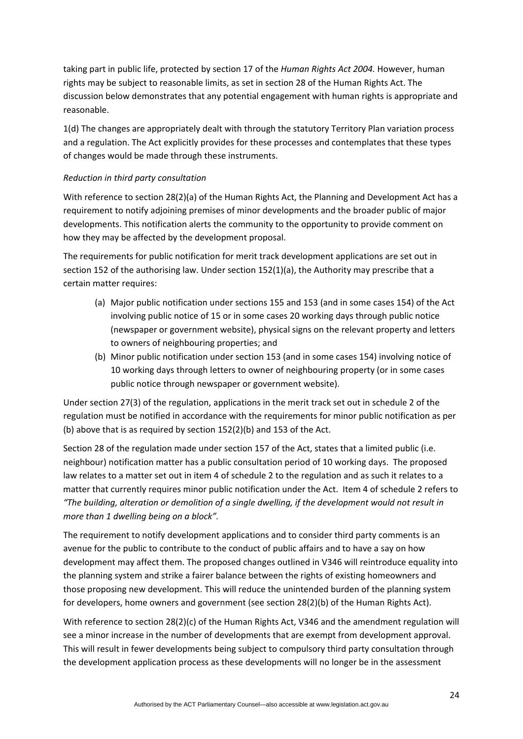taking part in public life, protected by section 17 of the *Human Rights Act 2004.* However, human rights may be subject to reasonable limits, as set in section 28 of the Human Rights Act. The discussion below demonstrates that any potential engagement with human rights is appropriate and reasonable.

1(d) The changes are appropriately dealt with through the statutory Territory Plan variation process and a regulation. The Act explicitly provides for these processes and contemplates that these types of changes would be made through these instruments.

*Reduction in third party consultation*

With reference to section 28(2)(a) of the Human Rights Act, the Planning and Development Act has a requirement to notify adjoining premises of minor developments and the broader public of major developments. This notification alerts the community to the opportunity to provide comment on how they may be affected by the development proposal.

The requirements for public notification for merit track development applications are set out in section 152 of the authorising law. Under section 152(1)(a), the Authority may prescribe that a certain matter requires:

(a) Major public notification under sections 155 and 153 (and in some cases 154) of the Act involving public notice of 15 or in some cases 20 working days through public notice (newspaper or government website), physical signs on the relevant property and letters to owners of neighbouring properties; and
(b) Minor public notification under section 153 (and in some cases 154) involving notice of 10 working days through letters to owner of neighbouring property (or in some cases public notice through newspaper or government website).

Under section 27(3) of the regulation, applications in the merit track set out in schedule 2 of the regulation must be notified in accordance with the requirements for minor public notification as per (b) above that is as required by section 152(2)(b) and 153 of the Act.

Section 28 of the regulation made under section 157 of the Act, states that a limited public (i.e. neighbour) notification matter has a public consultation period of 10 working days. The proposed law relates to a matter set out in item 4 of schedule 2 to the regulation and as such it relates to a matter that currently requires minor public notification under the Act. Item 4 of schedule 2 refers to *"The building, alteration or demolition of a single dwelling, if the development would not result in more than 1 dwelling being on a block".*

The requirement to notify development applications and to consider third party comments is an avenue for the public to contribute to the conduct of public affairs and to have a say on how development may affect them. The proposed changes outlined in V346 will reintroduce equality into the planning system and strike a fairer balance between the rights of existing homeowners and those proposing new development. This will reduce the unintended burden of the planning system for developers, home owners and government (see section 28(2)(b) of the Human Rights Act).

With reference to section 28(2)(c) of the Human Rights Act, V346 and the amendment regulation will see a minor increase in the number of developments that are exempt from development approval. This will result in fewer developments being subject to compulsory third party consultation through the development application process as these developments will no longer be in the assessment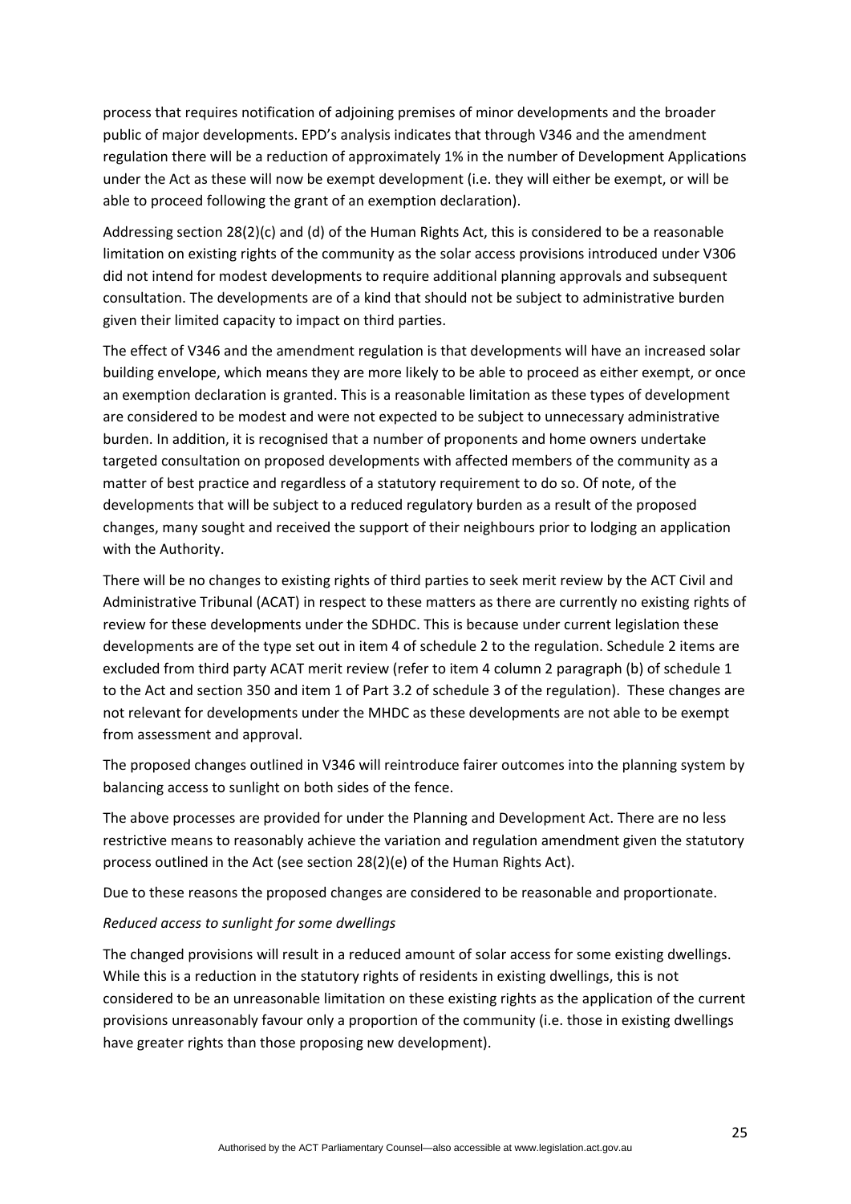process that requires notification of adjoining premises of minor developments and the broader public of major developments. EPD's analysis indicates that through V346 and the amendment regulation there will be a reduction of approximately 1% in the number of Development Applications under the Act as these will now be exempt development (i.e. they will either be exempt, or will be able to proceed following the grant of an exemption declaration).

Addressing section 28(2)(c) and (d) of the Human Rights Act, this is considered to be a reasonable limitation on existing rights of the community as the solar access provisions introduced under V306 did not intend for modest developments to require additional planning approvals and subsequent consultation. The developments are of a kind that should not be subject to administrative burden given their limited capacity to impact on third parties.

The effect of V346 and the amendment regulation is that developments will have an increased solar building envelope, which means they are more likely to be able to proceed as either exempt, or once an exemption declaration is granted. This is a reasonable limitation as these types of development are considered to be modest and were not expected to be subject to unnecessary administrative burden. In addition, it is recognised that a number of proponents and home owners undertake targeted consultation on proposed developments with affected members of the community as a matter of best practice and regardless of a statutory requirement to do so. Of note, of the developments that will be subject to a reduced regulatory burden as a result of the proposed changes, many sought and received the support of their neighbours prior to lodging an application with the Authority.

There will be no changes to existing rights of third parties to seek merit review by the ACT Civil and Administrative Tribunal (ACAT) in respect to these matters as there are currently no existing rights of review for these developments under the SDHDC. This is because under current legislation these developments are of the type set out in item 4 of schedule 2 to the regulation. Schedule 2 items are excluded from third party ACAT merit review (refer to item 4 column 2 paragraph (b) of schedule 1 to the Act and section 350 and item 1 of Part 3.2 of schedule 3 of the regulation). These changes are not relevant for developments under the MHDC as these developments are not able to be exempt from assessment and approval.

The proposed changes outlined in V346 will reintroduce fairer outcomes into the planning system by balancing access to sunlight on both sides of the fence.

The above processes are provided for under the Planning and Development Act. There are no less restrictive means to reasonably achieve the variation and regulation amendment given the statutory process outlined in the Act (see section 28(2)(e) of the Human Rights Act).

Due to these reasons the proposed changes are considered to be reasonable and proportionate.

*Reduced access to sunlight for some dwellings*

The changed provisions will result in a reduced amount of solar access for some existing dwellings. While this is a reduction in the statutory rights of residents in existing dwellings, this is not considered to be an unreasonable limitation on these existing rights as the application of the current provisions unreasonably favour only a proportion of the community (i.e. those in existing dwellings have greater rights than those proposing new development).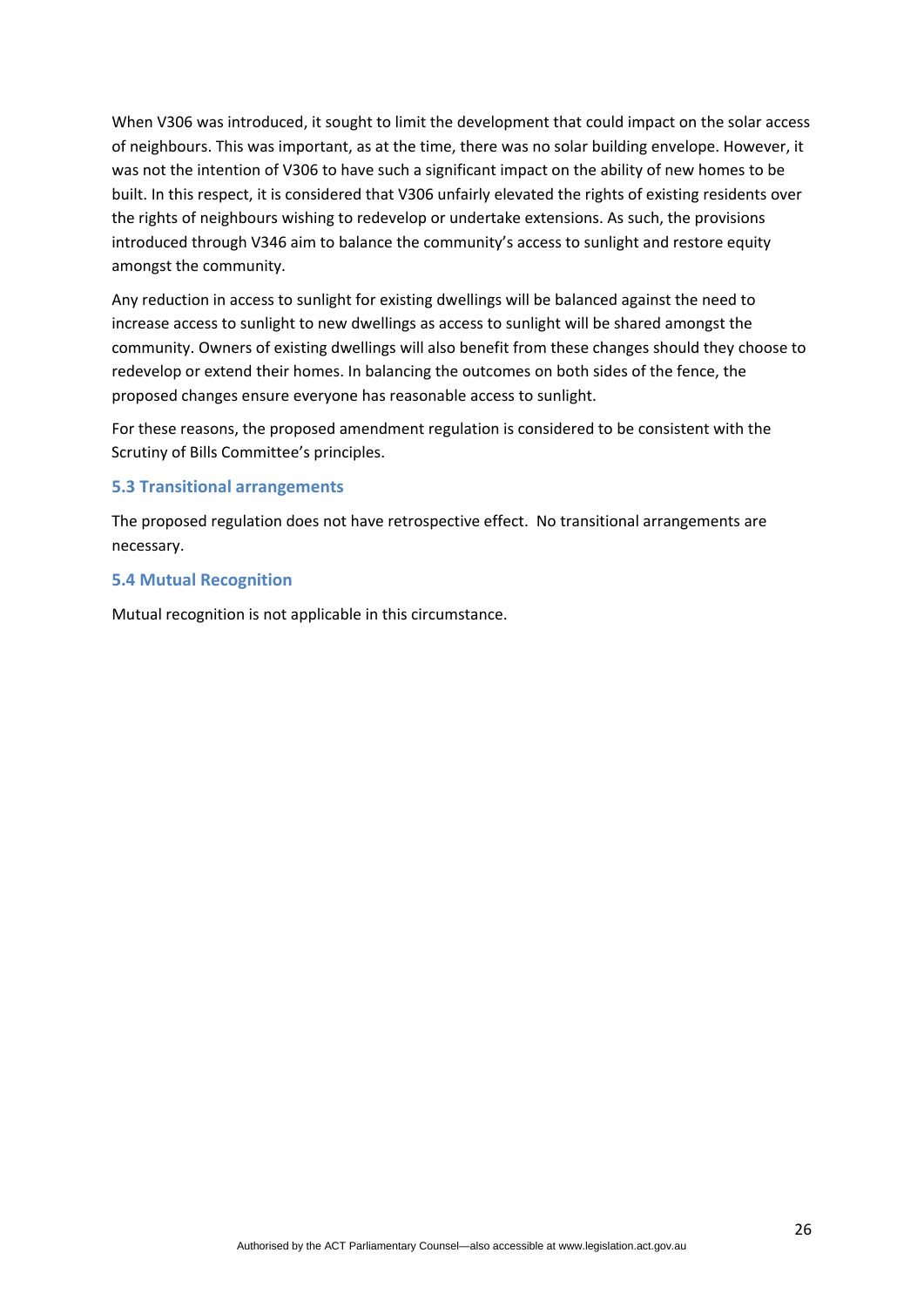When V306 was introduced, it sought to limit the development that could impact on the solar access of neighbours. This was important, as at the time, there was no solar building envelope. However, it was not the intention of V306 to have such a significant impact on the ability of new homes to be built. In this respect, it is considered that V306 unfairly elevated the rights of existing residents over the rights of neighbours wishing to redevelop or undertake extensions. As such, the provisions introduced through V346 aim to balance the community's access to sunlight and restore equity amongst the community.

Any reduction in access to sunlight for existing dwellings will be balanced against the need to increase access to sunlight to new dwellings as access to sunlight will be shared amongst the community. Owners of existing dwellings will also benefit from these changes should they choose to redevelop or extend their homes. In balancing the outcomes on both sides of the fence, the proposed changes ensure everyone has reasonable access to sunlight.

For these reasons, the proposed amendment regulation is considered to be consistent with the Scrutiny of Bills Committee's principles.

### 5.3 Transitional arrangements

The proposed regulation does not have retrospective effect. No transitional arrangements are necessary.

### 5.4 Mutual Recognition

Mutual recognition is not applicable in this circumstance.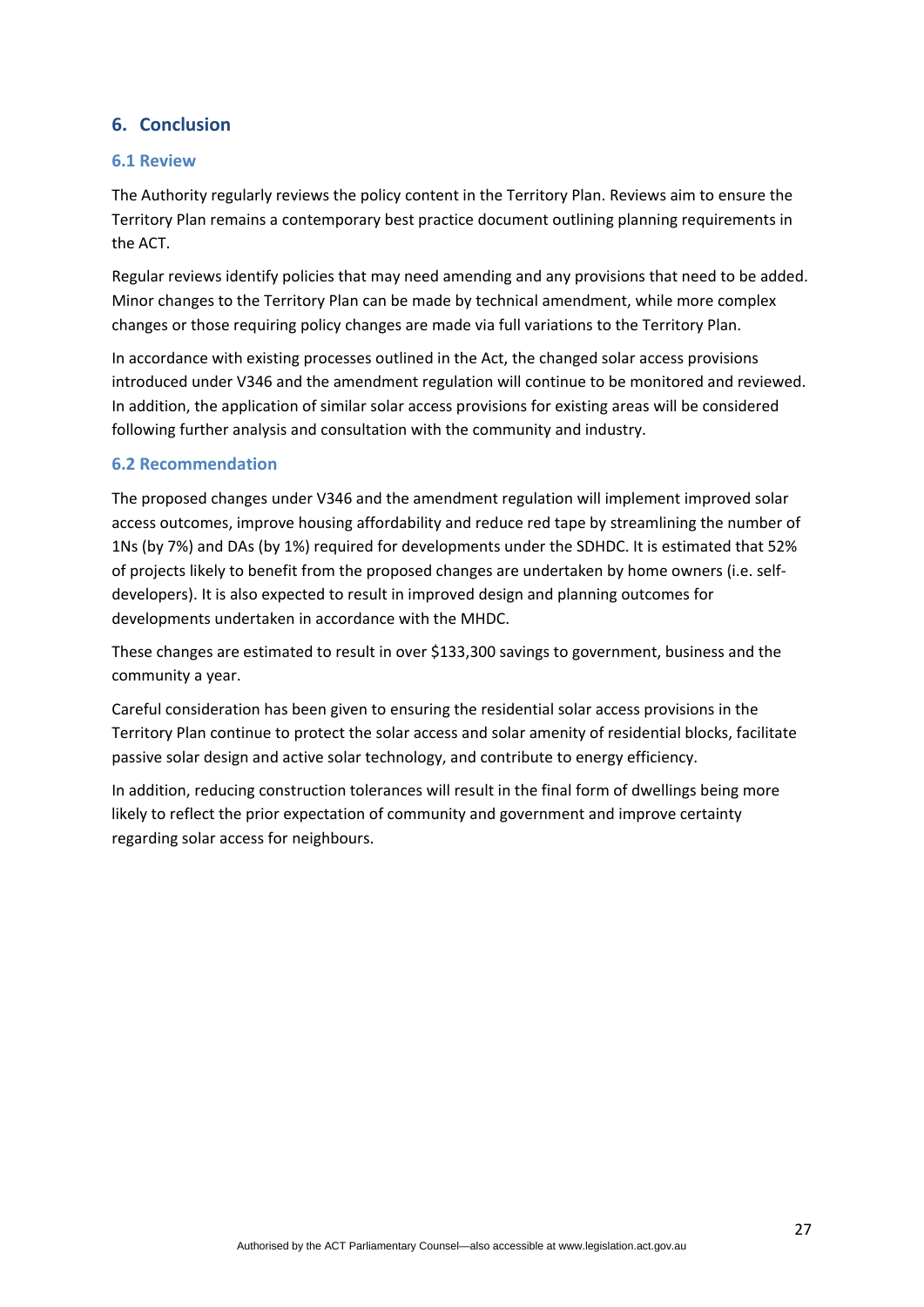## 6. Conclusion

### 6.1 Review

The Authority regularly reviews the policy content in the Territory Plan. Reviews aim to ensure the Territory Plan remains a contemporary best practice document outlining planning requirements in the ACT.

Regular reviews identify policies that may need amending and any provisions that need to be added. Minor changes to the Territory Plan can be made by technical amendment, while more complex changes or those requiring policy changes are made via full variations to the Territory Plan.

In accordance with existing processes outlined in the Act, the changed solar access provisions introduced under V346 and the amendment regulation will continue to be monitored and reviewed. In addition, the application of similar solar access provisions for existing areas will be considered following further analysis and consultation with the community and industry.

### 6.2 Recommendation

The proposed changes under V346 and the amendment regulation will implement improved solar access outcomes, improve housing affordability and reduce red tape by streamlining the number of 1Ns (by 7%) and DAs (by 1%) required for developments under the SDHDC. It is estimated that 52% of projects likely to benefit from the proposed changes are undertaken by home owners (i.e. self-developers). It is also expected to result in improved design and planning outcomes for developments undertaken in accordance with the MHDC.

These changes are estimated to result in over $133,300 savings to government, business and the community a year.

Careful consideration has been given to ensuring the residential solar access provisions in the Territory Plan continue to protect the solar access and solar amenity of residential blocks, facilitate passive solar design and active solar technology, and contribute to energy efficiency.

In addition, reducing construction tolerances will result in the final form of dwellings being more likely to reflect the prior expectation of community and government and improve certainty regarding solar access for neighbours.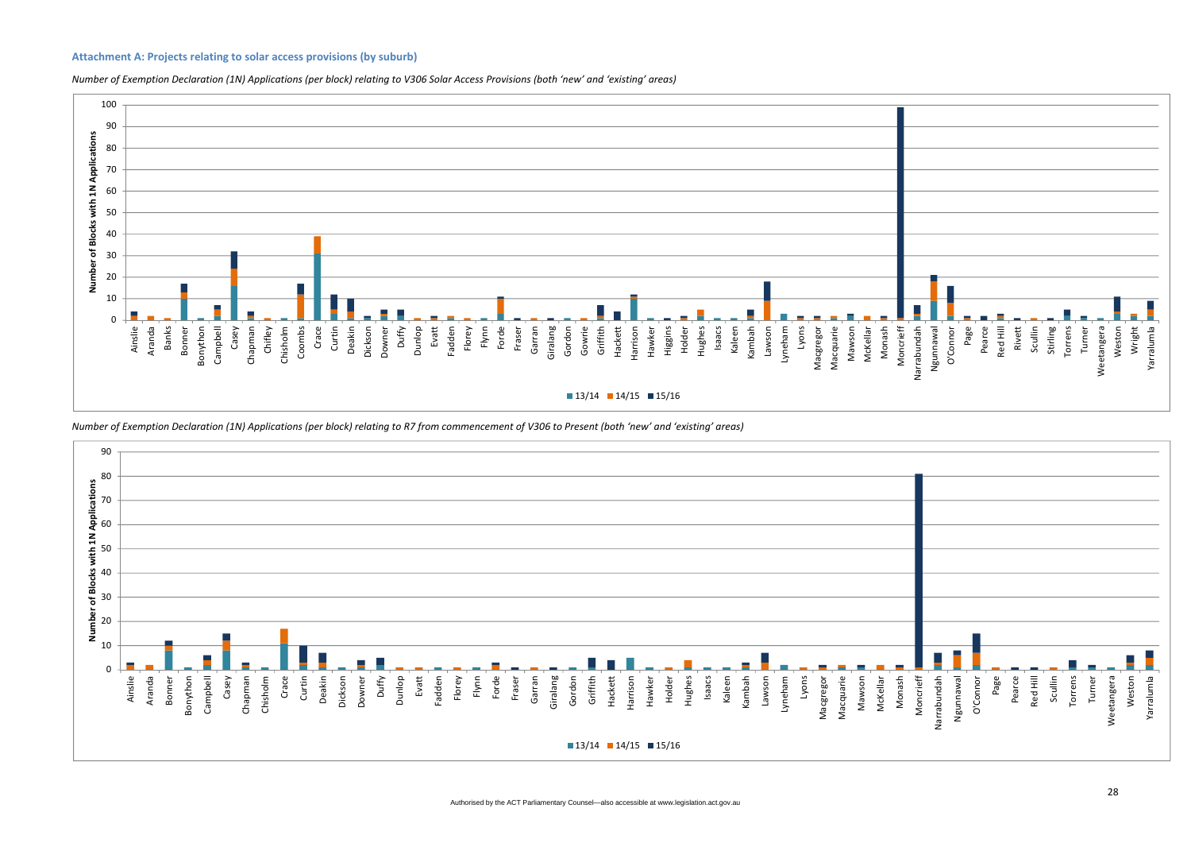### Attachment A: Projects relating to solar access provisions (by suburb)

*Number of Exemption Declaration (1N) Applications (per block) relating to V306 Solar Access Provisions (both 'new' and 'existing' areas)*

*Number of Exemption Declaration (1N) Applications (per block) relating to R7 from commencement of V306 to Present (both 'new' and 'existing' areas)*

Authorised by the ACT Parliamentary Counsel—also accessible at www.legislation.act.gov.au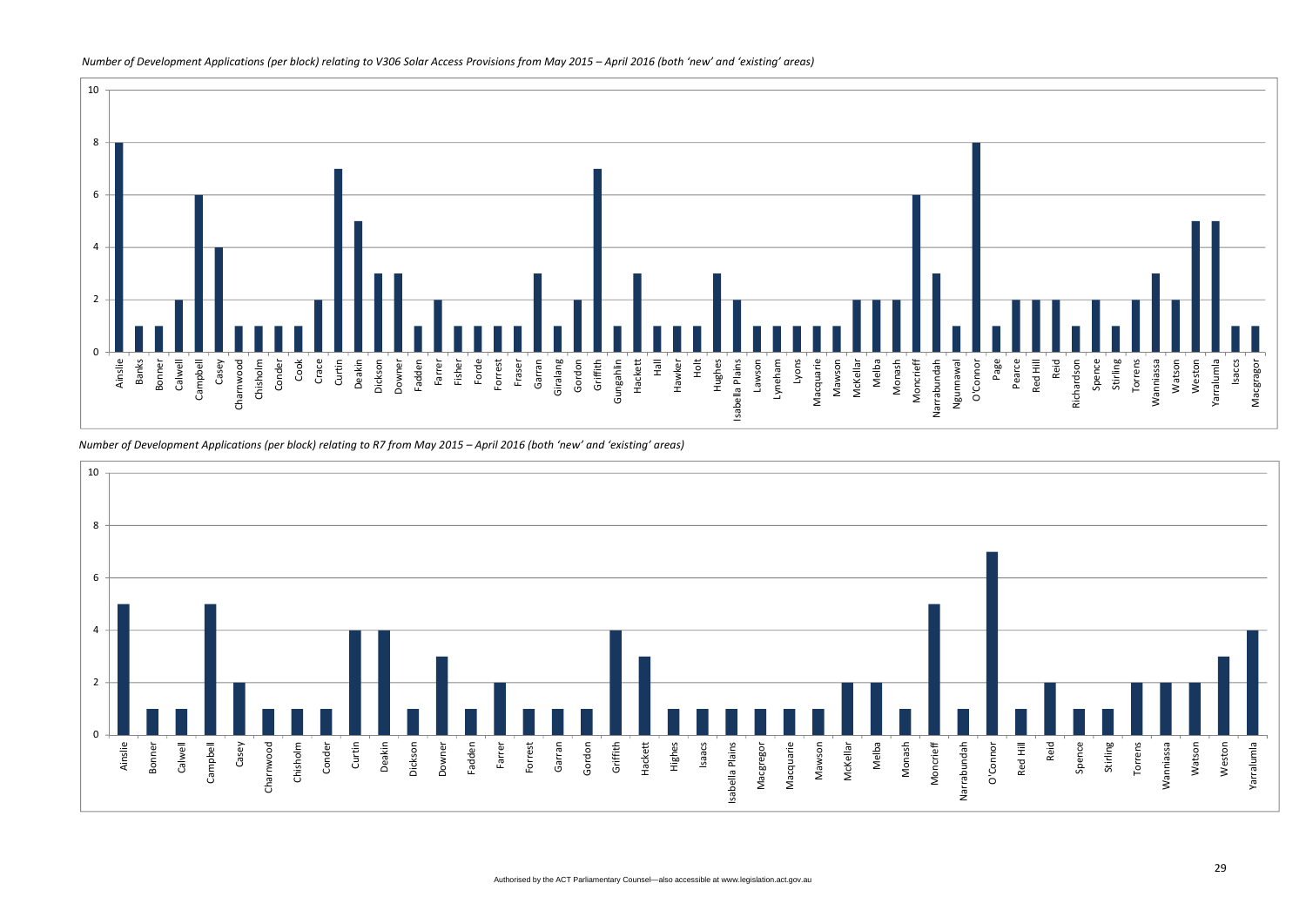*Number of Development Applications (per block) relating to V306 Solar Access Provisions from May 2015 – April 2016 (both 'new' and 'existing' areas)*

| Suburb | Number |
|---|---|
| Ainslie | 8 |
| Banks | 1 |
| Bonner | 1 |
| Calwell | 2 |
| Campbell | 6 |
| Casey | 4 |
| Charnwood | 1 |
| Chisholm | 1 |
| Conder | 1 |
| Cook | 1 |
| Crace | 2 |
| Curtin | 7 |
| Deakin | 5 |
| Dickson | 3 |
| Downer | 3 |
| Fadden | 1 |
| Farrer | 2 |
| Fisher | 1 |
| Forde | 1 |
| Forrest | 1 |
| Fraser | 1 |
| Garran | 3 |
| Giralang | 1 |
| Gordon | 2 |
| Griffith | 7 |
| Gungahlin | 1 |
| Hackett | 3 |
| Hall | 1 |
| Hawker | 1 |
| Holt | 1 |
| Hughes | 3 |
| Isabella Plains | 2 |
| Lawson | 1 |
| Lyneham | 1 |
| Lyons | 1 |
| Macquarie | 1 |
| Mawson | 1 |
| McKellar | 2 |
| Melba | 2 |
| Monash | 2 |
| Moncrieff | 6 |
| Narrabundah | 3 |
| Ngunnawal | 1 |
| O'Connor | 8 |
| Page | 1 |
| Pearce | 2 |
| Red Hill | 2 |
| Reid | 2 |
| Richardson | 1 |
| Spence | 2 |
| Stirling | 1 |
| Torrens | 2 |
| Wanniassa | 3 |
| Watson | 2 |
| Weston | 5 |
| Yarralumla | 5 |
| Isaccs | 1 |
| Macgragor | 1 |

*Number of Development Applications (per block) relating to R7 from May 2015 – April 2016 (both 'new' and 'existing' areas)*

| Suburb | Number |
|---|---|
| Ainslie | 5 |
| Bonner | 1 |
| Calwell | 1 |
| Campbell | 5 |
| Casey | 2 |
| Charnwood | 1 |
| Chisholm | 1 |
| Conder | 1 |
| Curtin | 4 |
| Deakin | 4 |
| Dickson | 1 |
| Downer | 3 |
| Fadden | 1 |
| Farrer | 2 |
| Forrest | 1 |
| Garran | 1 |
| Gordon | 1 |
| Griffith | 4 |
| Hackett | 3 |
| Highes | 1 |
| Isaacs | 1 |
| Isabella Plains | 1 |
| Macgregor | 1 |
| Macquarie | 1 |
| Mawson | 1 |
| McKellar | 2 |
| Melba | 2 |
| Monash | 1 |
| Moncrieff | 5 |
| Narrabundah | 1 |
| O'Connor | 7 |
| Red Hill | 1 |
| Reid | 2 |
| Spence | 1 |
| Stirling | 1 |
| Torrens | 2 |
| Wanniassa | 2 |
| Watson | 2 |
| Weston | 3 |
| Yarralumla | 4 |

Authorised by the ACT Parliamentary Counsel—also accessible at www.legislation.act.gov.au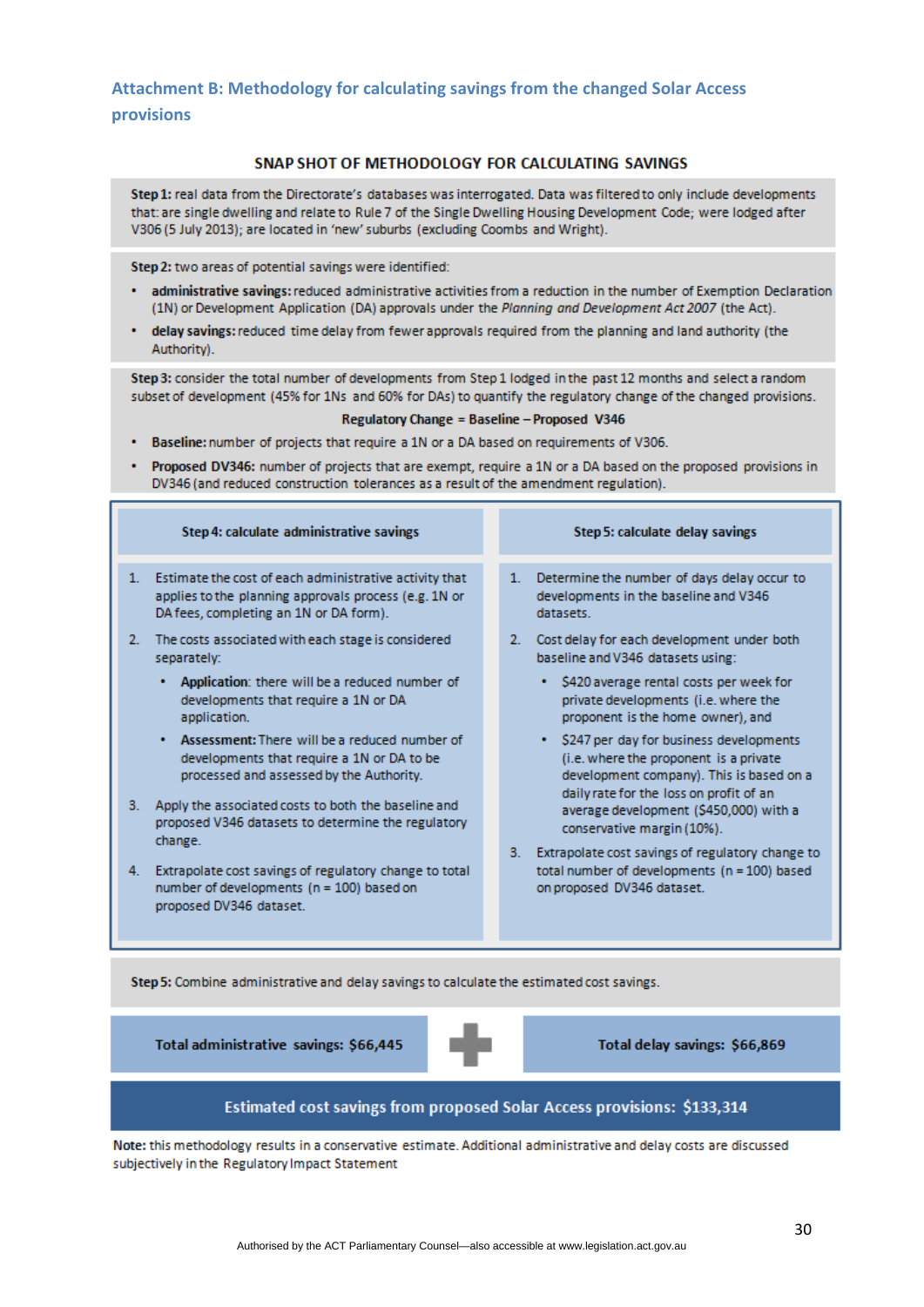## Attachment B: Methodology for calculating savings from the changed Solar Access provisions

### SNAP SHOT OF METHODOLOGY FOR CALCULATING SAVINGS

**Step 1:** real data from the Directorate's databases was interrogated. Data was filtered to only include developments that: are single dwelling and relate to Rule 7 of the Single Dwelling Housing Development Code; were lodged after V306 (5 July 2013); are located in 'new' suburbs (excluding Coombs and Wright).

**Step 2:** two areas of potential savings were identified:

- **administrative savings:** reduced administrative activities from a reduction in the number of Exemption Declaration (1N) or Development Application (DA) approvals under the *Planning and Development Act 2007* (the Act).
- **delay savings:** reduced time delay from fewer approvals required from the planning and land authority (the Authority).

**Step 3:** consider the total number of developments from Step 1 lodged in the past 12 months and select a random subset of development (45% for 1Ns and 60% for DAs) to quantify the regulatory change of the changed provisions.

**Regulatory Change = Baseline – Proposed V346**

- **Baseline:** number of projects that require a 1N or a DA based on requirements of V306.
- **Proposed DV346:** number of projects that are exempt, require a 1N or a DA based on the proposed provisions in DV346 (and reduced construction tolerances as a result of the amendment regulation).

**Step 4: calculate administrative savings**

1. Estimate the cost of each administrative activity that applies to the planning approvals process (e.g. 1N or DA fees, completing an 1N or DA form).
2. The costs associated with each stage is considered separately:
   - **Application**: there will be a reduced number of developments that require a 1N or DA application.
   - **Assessment:** There will be a reduced number of developments that require a 1N or DA to be processed and assessed by the Authority.
3. Apply the associated costs to both the baseline and proposed V346 datasets to determine the regulatory change.
4. Extrapolate cost savings of regulatory change to total number of developments (n = 100) based on proposed DV346 dataset.

**Step 5: calculate delay savings**

1. Determine the number of days delay occur to developments in the baseline and V346 datasets.
2. Cost delay for each development under both baseline and V346 datasets using:
   - $420 average rental costs per week for private developments (i.e. where the proponent is the home owner), and
   - $247 per day for business developments (i.e. where the proponent is a private development company). This is based on a daily rate for the loss on profit of an average development ($450,000) with a conservative margin (10%).
3. Extrapolate cost savings of regulatory change to total number of developments (n = 100) based on proposed DV346 dataset.

**Step 5:** Combine administrative and delay savings to calculate the estimated cost savings.

**Total administrative savings: $66,445** + **Total delay savings: $66,869**

**Estimated cost savings from proposed Solar Access provisions: $133,314**

**Note:** this methodology results in a conservative estimate. Additional administrative and delay costs are discussed subjectively in the Regulatory Impact Statement

Authorised by the ACT Parliamentary Counsel—also accessible at www.legislation.act.gov.au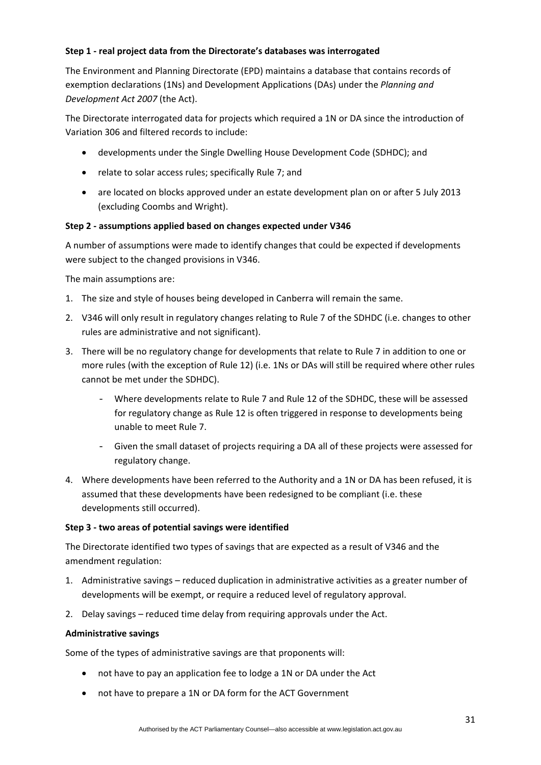**Step 1 - real project data from the Directorate's databases was interrogated**

The Environment and Planning Directorate (EPD) maintains a database that contains records of exemption declarations (1Ns) and Development Applications (DAs) under the *Planning and Development Act 2007* (the Act).

The Directorate interrogated data for projects which required a 1N or DA since the introduction of Variation 306 and filtered records to include:

- developments under the Single Dwelling House Development Code (SDHDC); and
- relate to solar access rules; specifically Rule 7; and
- are located on blocks approved under an estate development plan on or after 5 July 2013 (excluding Coombs and Wright).

**Step 2 - assumptions applied based on changes expected under V346**

A number of assumptions were made to identify changes that could be expected if developments were subject to the changed provisions in V346.

The main assumptions are:

1. The size and style of houses being developed in Canberra will remain the same.
2. V346 will only result in regulatory changes relating to Rule 7 of the SDHDC (i.e. changes to other rules are administrative and not significant).
3. There will be no regulatory change for developments that relate to Rule 7 in addition to one or more rules (with the exception of Rule 12) (i.e. 1Ns or DAs will still be required where other rules cannot be met under the SDHDC).
   - Where developments relate to Rule 7 and Rule 12 of the SDHDC, these will be assessed for regulatory change as Rule 12 is often triggered in response to developments being unable to meet Rule 7.
   - Given the small dataset of projects requiring a DA all of these projects were assessed for regulatory change.
4. Where developments have been referred to the Authority and a 1N or DA has been refused, it is assumed that these developments have been redesigned to be compliant (i.e. these developments still occurred).

**Step 3 - two areas of potential savings were identified**

The Directorate identified two types of savings that are expected as a result of V346 and the amendment regulation:

1. Administrative savings – reduced duplication in administrative activities as a greater number of developments will be exempt, or require a reduced level of regulatory approval.
2. Delay savings – reduced time delay from requiring approvals under the Act.

**Administrative savings**

Some of the types of administrative savings are that proponents will:

- not have to pay an application fee to lodge a 1N or DA under the Act
- not have to prepare a 1N or DA form for the ACT Government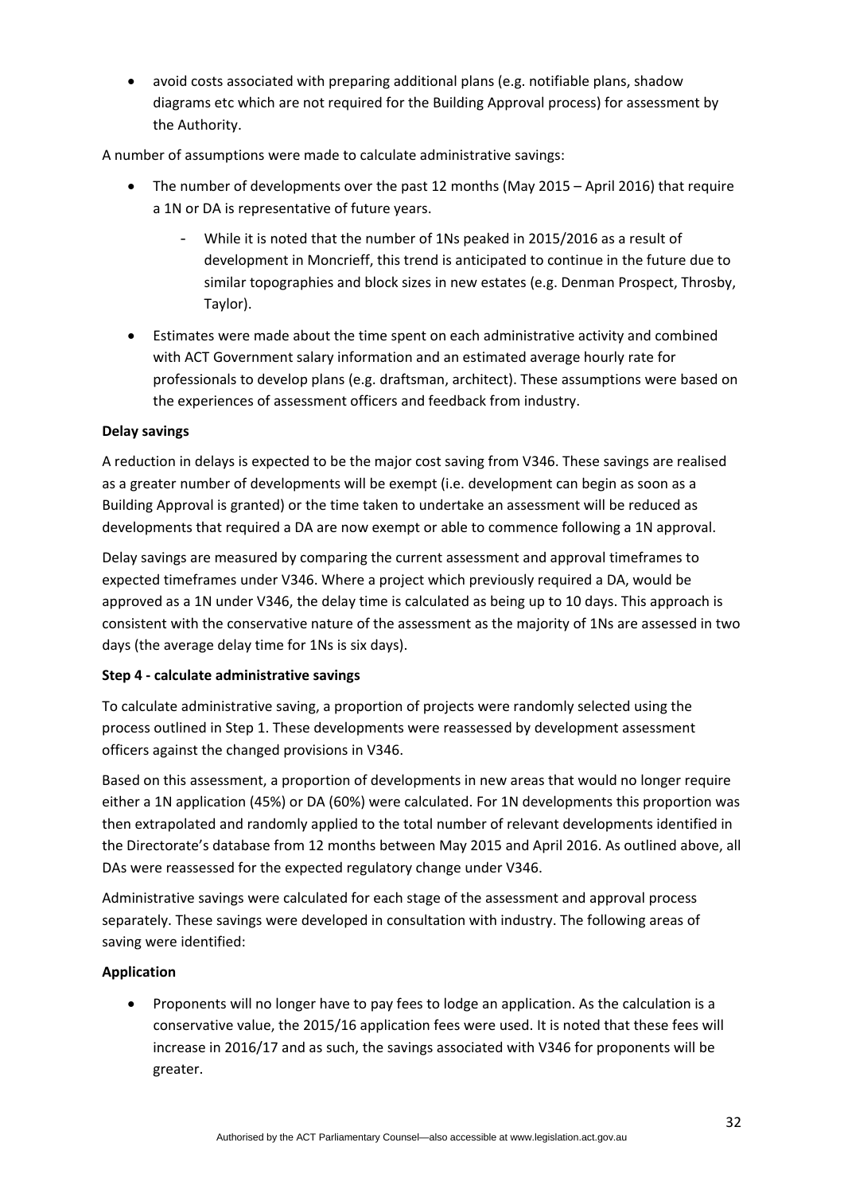- avoid costs associated with preparing additional plans (e.g. notifiable plans, shadow diagrams etc which are not required for the Building Approval process) for assessment by the Authority.

A number of assumptions were made to calculate administrative savings:

- The number of developments over the past 12 months (May 2015 – April 2016) that require a 1N or DA is representative of future years.
    - While it is noted that the number of 1Ns peaked in 2015/2016 as a result of development in Moncrieff, this trend is anticipated to continue in the future due to similar topographies and block sizes in new estates (e.g. Denman Prospect, Throsby, Taylor).
- Estimates were made about the time spent on each administrative activity and combined with ACT Government salary information and an estimated average hourly rate for professionals to develop plans (e.g. draftsman, architect). These assumptions were based on the experiences of assessment officers and feedback from industry.

**Delay savings**

A reduction in delays is expected to be the major cost saving from V346. These savings are realised as a greater number of developments will be exempt (i.e. development can begin as soon as a Building Approval is granted) or the time taken to undertake an assessment will be reduced as developments that required a DA are now exempt or able to commence following a 1N approval.

Delay savings are measured by comparing the current assessment and approval timeframes to expected timeframes under V346. Where a project which previously required a DA, would be approved as a 1N under V346, the delay time is calculated as being up to 10 days. This approach is consistent with the conservative nature of the assessment as the majority of 1Ns are assessed in two days (the average delay time for 1Ns is six days).

**Step 4 - calculate administrative savings**

To calculate administrative saving, a proportion of projects were randomly selected using the process outlined in Step 1. These developments were reassessed by development assessment officers against the changed provisions in V346.

Based on this assessment, a proportion of developments in new areas that would no longer require either a 1N application (45%) or DA (60%) were calculated. For 1N developments this proportion was then extrapolated and randomly applied to the total number of relevant developments identified in the Directorate's database from 12 months between May 2015 and April 2016. As outlined above, all DAs were reassessed for the expected regulatory change under V346.

Administrative savings were calculated for each stage of the assessment and approval process separately. These savings were developed in consultation with industry. The following areas of saving were identified:

**Application**

- Proponents will no longer have to pay fees to lodge an application. As the calculation is a conservative value, the 2015/16 application fees were used. It is noted that these fees will increase in 2016/17 and as such, the savings associated with V346 for proponents will be greater.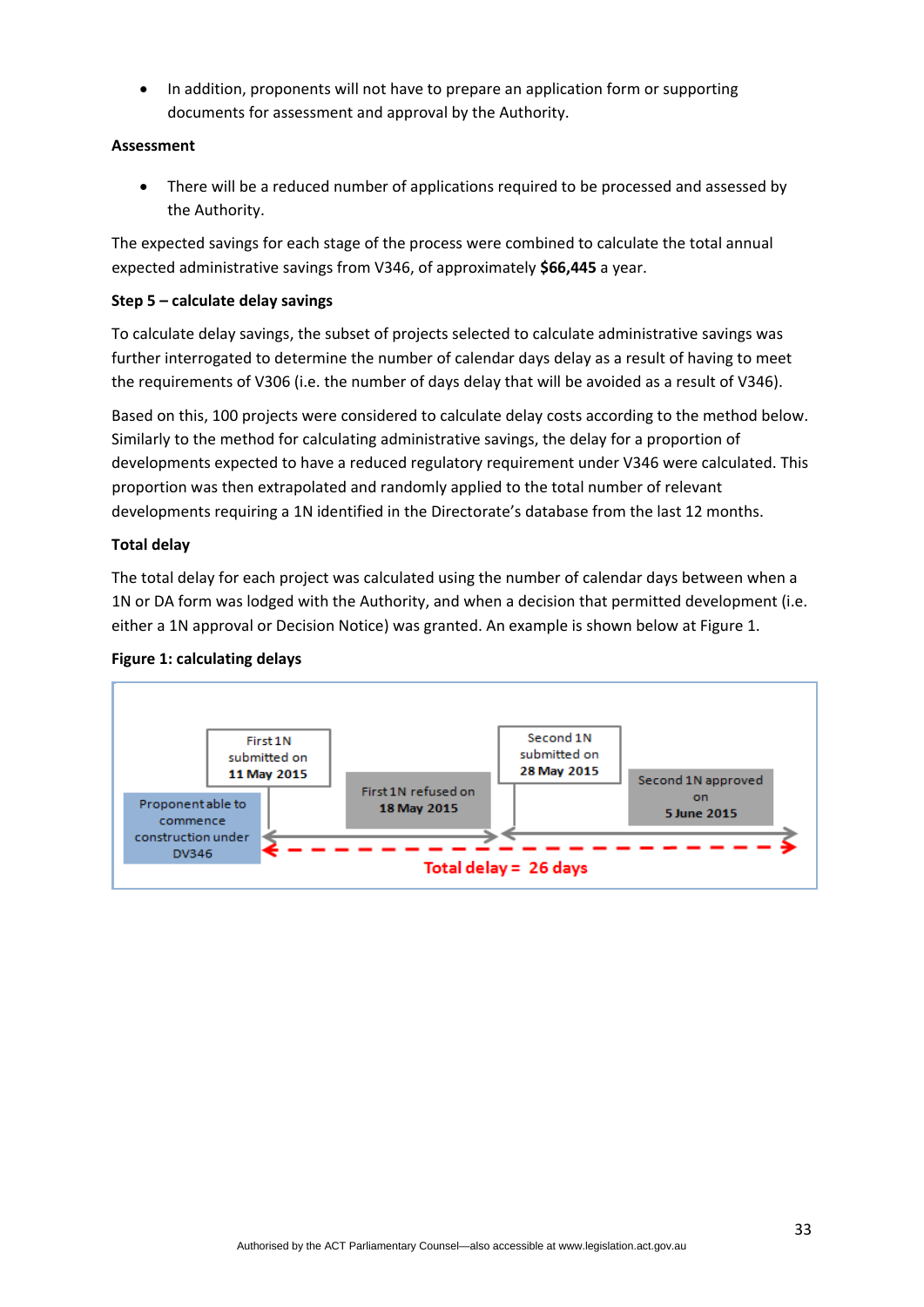- In addition, proponents will not have to prepare an application form or supporting documents for assessment and approval by the Authority.

**Assessment**

- There will be a reduced number of applications required to be processed and assessed by the Authority.

The expected savings for each stage of the process were combined to calculate the total annual expected administrative savings from V346, of approximately **$66,445** a year.

**Step 5 – calculate delay savings**

To calculate delay savings, the subset of projects selected to calculate administrative savings was further interrogated to determine the number of calendar days delay as a result of having to meet the requirements of V306 (i.e. the number of days delay that will be avoided as a result of V346).

Based on this, 100 projects were considered to calculate delay costs according to the method below. Similarly to the method for calculating administrative savings, the delay for a proportion of developments expected to have a reduced regulatory requirement under V346 were calculated. This proportion was then extrapolated and randomly applied to the total number of relevant developments requiring a 1N identified in the Directorate's database from the last 12 months.

**Total delay**

The total delay for each project was calculated using the number of calendar days between when a 1N or DA form was lodged with the Authority, and when a decision that permitted development (i.e. either a 1N approval or Decision Notice) was granted. An example is shown below at Figure 1.

**Figure 1: calculating delays**

Proponent able to commence construction under DV346

First 1N submitted on **11 May 2015**

First 1N refused on **18 May 2015**

Second 1N submitted on **28 May 2015**

Second 1N approved on **5 June 2015**

**Total delay = 26 days**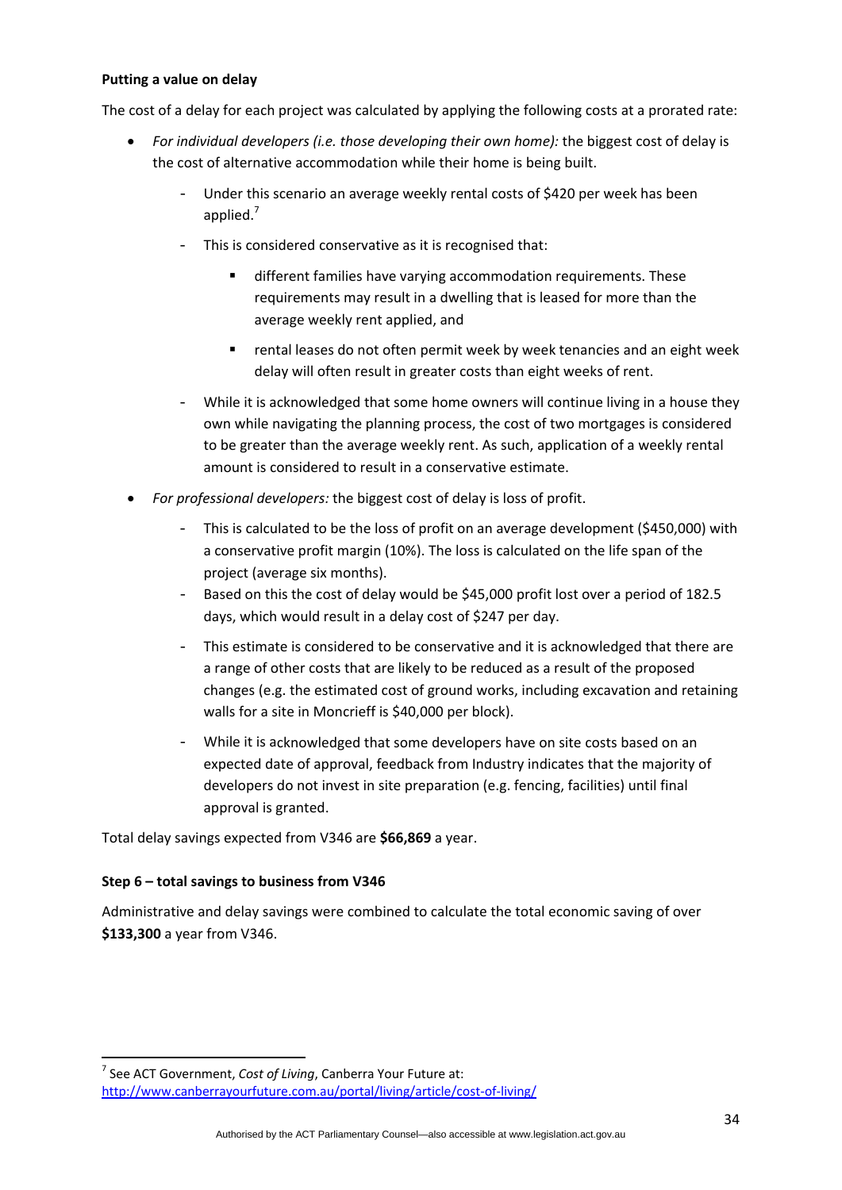**Putting a value on delay**

The cost of a delay for each project was calculated by applying the following costs at a prorated rate:

- *For individual developers (i.e. those developing their own home):* the biggest cost of delay is the cost of alternative accommodation while their home is being built.
  - Under this scenario an average weekly rental costs of $420 per week has been applied.[7]
  - This is considered conservative as it is recognised that:
    - different families have varying accommodation requirements. These requirements may result in a dwelling that is leased for more than the average weekly rent applied, and
    - rental leases do not often permit week by week tenancies and an eight week delay will often result in greater costs than eight weeks of rent.
  - While it is acknowledged that some home owners will continue living in a house they own while navigating the planning process, the cost of two mortgages is considered to be greater than the average weekly rent. As such, application of a weekly rental amount is considered to result in a conservative estimate.
- *For professional developers:* the biggest cost of delay is loss of profit.
  - This is calculated to be the loss of profit on an average development ($450,000) with a conservative profit margin (10%). The loss is calculated on the life span of the project (average six months).
  - Based on this the cost of delay would be $45,000 profit lost over a period of 182.5 days, which would result in a delay cost of $247 per day.
  - This estimate is considered to be conservative and it is acknowledged that there are a range of other costs that are likely to be reduced as a result of the proposed changes (e.g. the estimated cost of ground works, including excavation and retaining walls for a site in Moncrieff is $40,000 per block).
  - While it is acknowledged that some developers have on site costs based on an expected date of approval, feedback from Industry indicates that the majority of developers do not invest in site preparation (e.g. fencing, facilities) until final approval is granted.

Total delay savings expected from V346 are **$66,869** a year.

**Step 6 – total savings to business from V346**

Administrative and delay savings were combined to calculate the total economic saving of over **$133,300** a year from V346.

---

[7] See ACT Government, *Cost of Living*, Canberra Your Future at: http://www.canberrayourfuture.com.au/portal/living/article/cost-of-living/